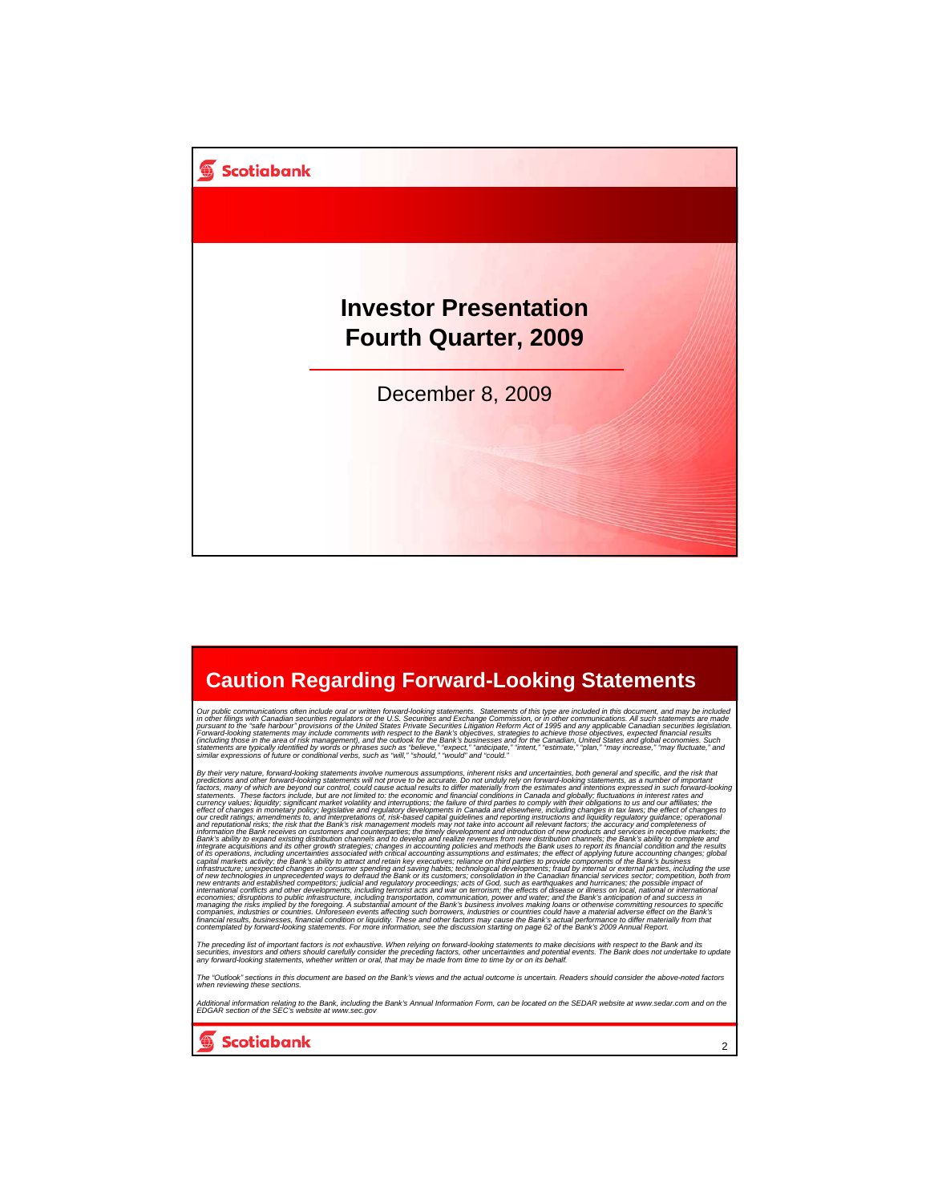Scotiabank

# Investor Presentation
# Fourth Quarter, 2009

December 8, 2009

## Caution Regarding Forward-Looking Statements

*Our public communications often include oral or written forward-looking statements. Statements of this type are included in this document, and may be included in other filings with Canadian securities regulators or the U.S. Securities and Exchange Commission, or in other communications. All such statements are made pursuant to the "safe harbour" provisions of the United States Private Securities Litigation Reform Act of 1995 and any applicable Canadian securities legislation. Forward-looking statements may include comments with respect to the Bank's objectives, strategies to achieve those objectives, expected financial results (including those in the area of risk management), and the outlook for the Bank's businesses and for the Canadian, United States and global economies. Such statements are typically identified by words or phrases such as "believe," "expect," "anticipate," "intent," "estimate," "plan," "may increase," "may fluctuate," and similar expressions of future or conditional verbs, such as "will," "should," "would" and "could."*

*By their very nature, forward-looking statements involve numerous assumptions, inherent risks and uncertainties, both general and specific, and the risk that predictions and other forward-looking statements will not prove to be accurate. Do not unduly rely on forward-looking statements, as a number of important factors, many of which are beyond our control, could cause actual results to differ materially from the estimates and intentions expressed in such forward-looking statements. These factors include, but are not limited to: the economic and financial conditions in Canada and globally; fluctuations in interest rates and currency values; liquidity; significant market volatility and interruptions; the failure of third parties to comply with their obligations to us and our affiliates; the effect of changes in monetary policy; legislative and regulatory developments in Canada and elsewhere, including changes in tax laws; the effect of changes to our credit ratings; amendments to, and interpretations of, risk-based capital guidelines and reporting instructions and liquidity regulatory guidance; operational and reputational risks; the risk that the Bank's risk management models may not take into account all relevant factors; the accuracy and completeness of information the Bank receives on customers and counterparties; the timely development and introduction of new products and services in receptive markets; the Bank's ability to expand existing distribution channels and to develop and realize revenues from new distribution channels; the Bank's ability to complete and integrate acquisitions and its other growth strategies; changes in accounting policies and methods the Bank uses to report its financial condition and the results of its operations, including uncertainties associated with critical accounting assumptions and estimates; the effect of applying future accounting changes; global capital markets activity; the Bank's ability to attract and retain key executives; reliance on third parties to provide components of the Bank's business infrastructure; unexpected changes in consumer spending and saving habits; technological developments; fraud by internal or external parties, including the use of new technologies in unprecedented ways to defraud the Bank or its customers; consolidation in the Canadian financial services sector; competition, both from new entrants and established competitors; judicial and regulatory proceedings; acts of God, such as earthquakes and hurricanes; the possible impact of international conflicts and other developments, including terrorist acts and war on terrorism; the effects of disease or illness on local, national or international economies; disruptions to public infrastructure, including transportation, communication, power and water; and the Bank's anticipation of and success in managing the risks implied by the foregoing. A substantial amount of the Bank's business involves making loans or otherwise committing resources to specific companies, industries or countries. Unforeseen events affecting such borrowers, industries or countries could have a material adverse effect on the Bank's financial results, businesses, financial condition or liquidity. These and other factors may cause the Bank's actual performance to differ materially from that contemplated by forward-looking statements. For more information, see the discussion starting on page 62 of the Bank's 2009 Annual Report.*

*The preceding list of important factors is not exhaustive. When relying on forward-looking statements to make decisions with respect to the Bank and its securities, investors and others should carefully consider the preceding factors, other uncertainties and potential events. The Bank does not undertake to update any forward-looking statements, whether written or oral, that may be made from time to time by or on its behalf.*

*The "Outlook" sections in this document are based on the Bank's views and the actual outcome is uncertain. Readers should consider the above-noted factors when reviewing these sections.*

*Additional information relating to the Bank, including the Bank's Annual Information Form, can be located on the SEDAR website at www.sedar.com and on the EDGAR section of the SEC's website at www.sec.gov*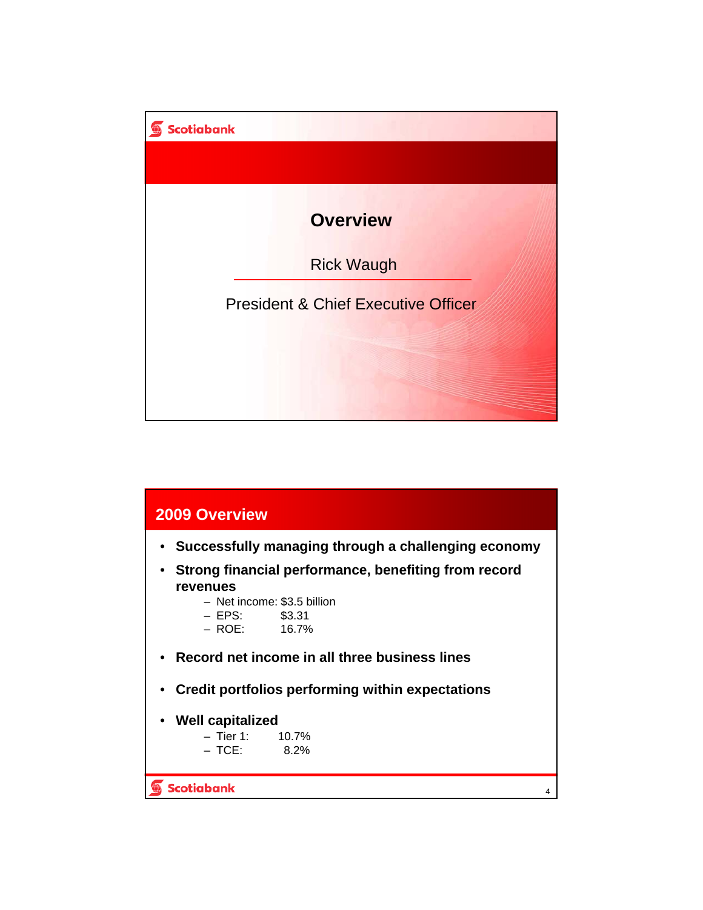# Overview

Rick Waugh

President & Chief Executive Officer

## 2009 Overview

- **Successfully managing through a challenging economy**
- **Strong financial performance, benefiting from record revenues**
  - Net income: $3.5 billion
  - EPS: $3.31
  - ROE: 16.7%
- **Record net income in all three business lines**
- **Credit portfolios performing within expectations**
- **Well capitalized**
  - Tier 1: 10.7%
  - TCE: 8.2%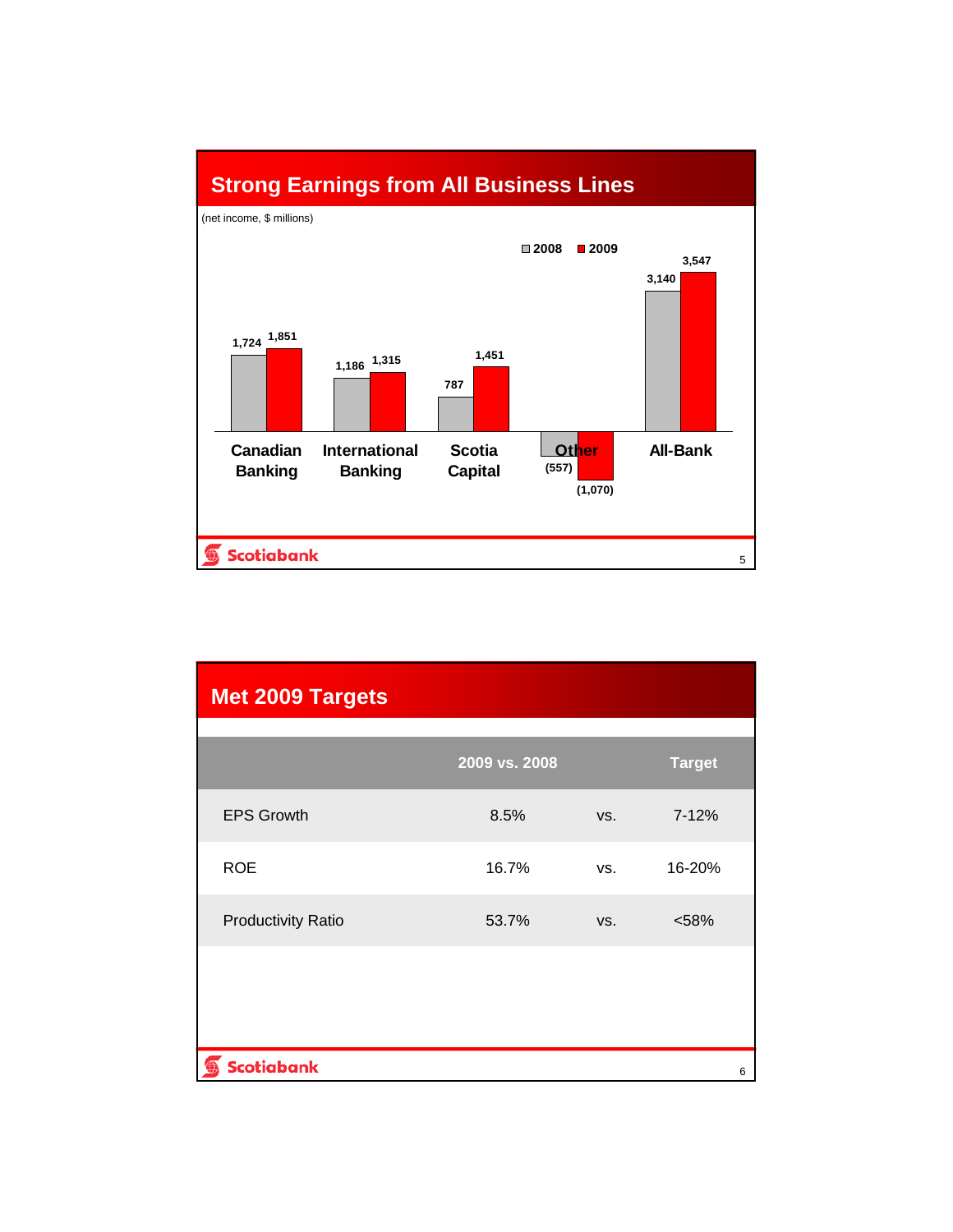## Strong Earnings from All Business Lines

(net income, $ millions)

| | 2008 | 2009 |
|---|---|---|
| Canadian Banking | 1,724 | 1,851 |
| International Banking | 1,186 | 1,315 |
| Scotia Capital | 787 | 1,451 |
| Other | (557) | (1,070) |
| All-Bank | 3,140 | 3,547 |

## Met 2009 Targets

| | 2009 vs. 2008 | | Target |
|---|---|---|---|
| EPS Growth | 8.5% | vs. | 7-12% |
| ROE | 16.7% | vs. | 16-20% |
| Productivity Ratio | 53.7% | vs. | <58% |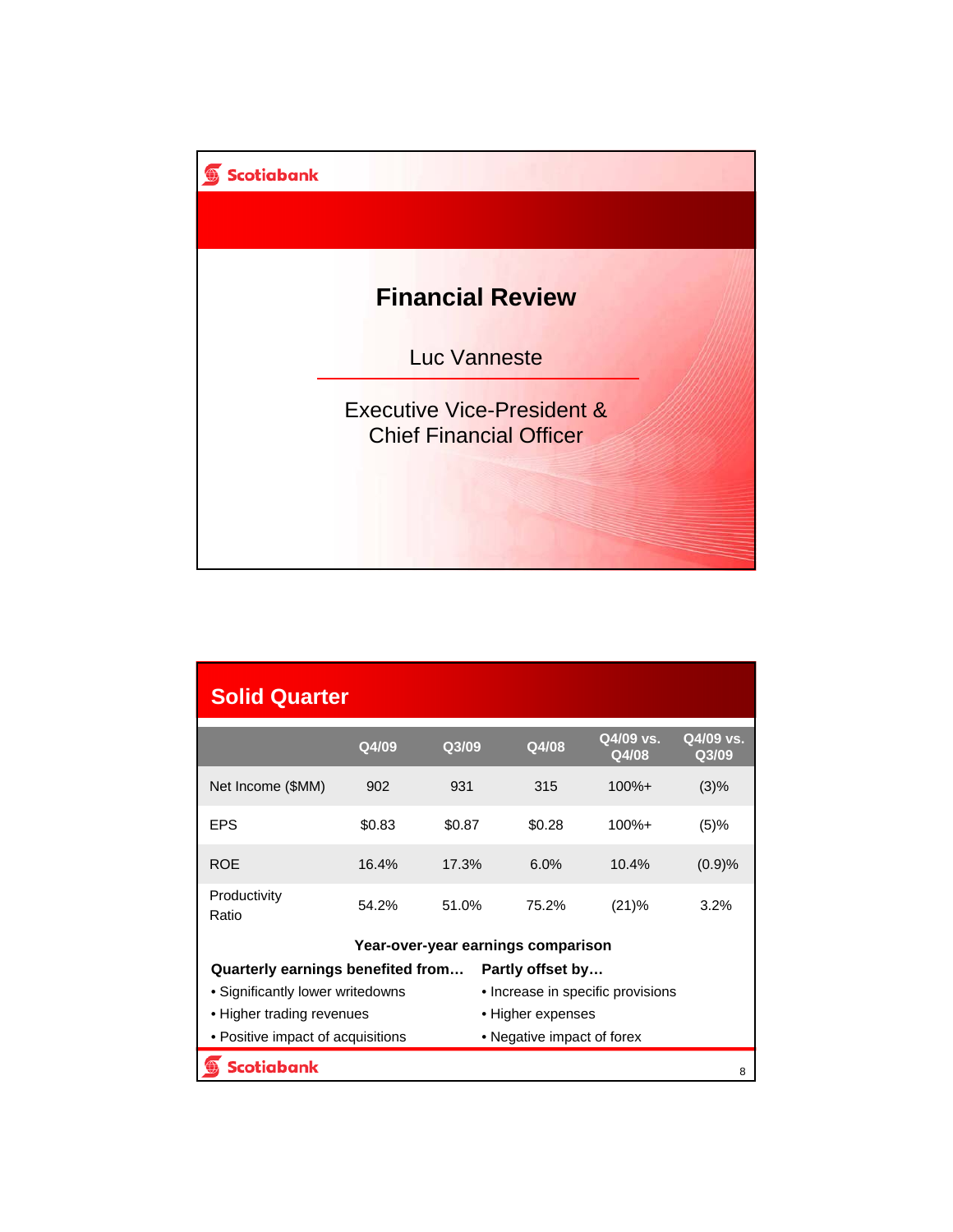# Financial Review

Luc Vanneste

Executive Vice-President & Chief Financial Officer

## Solid Quarter

| | Q4/09 | Q3/09 | Q4/08 | Q4/09 vs. Q4/08 | Q4/09 vs. Q3/09 |
|---|---|---|---|---|---|
| Net Income ($MM) | 902 | 931 | 315 | 100%+ | (3)% |
| EPS | $0.83 | $0.87 | $0.28 | 100%+ | (5)% |
| ROE | 16.4% | 17.3% | 6.0% | 10.4% | (0.9)% |
| Productivity Ratio | 54.2% | 51.0% | 75.2% | (21)% | 3.2% |

**Year-over-year earnings comparison**

**Quarterly earnings benefited from…**

- Significantly lower writedowns
- Higher trading revenues
- Positive impact of acquisitions

**Partly offset by…**

- Increase in specific provisions
- Higher expenses
- Negative impact of forex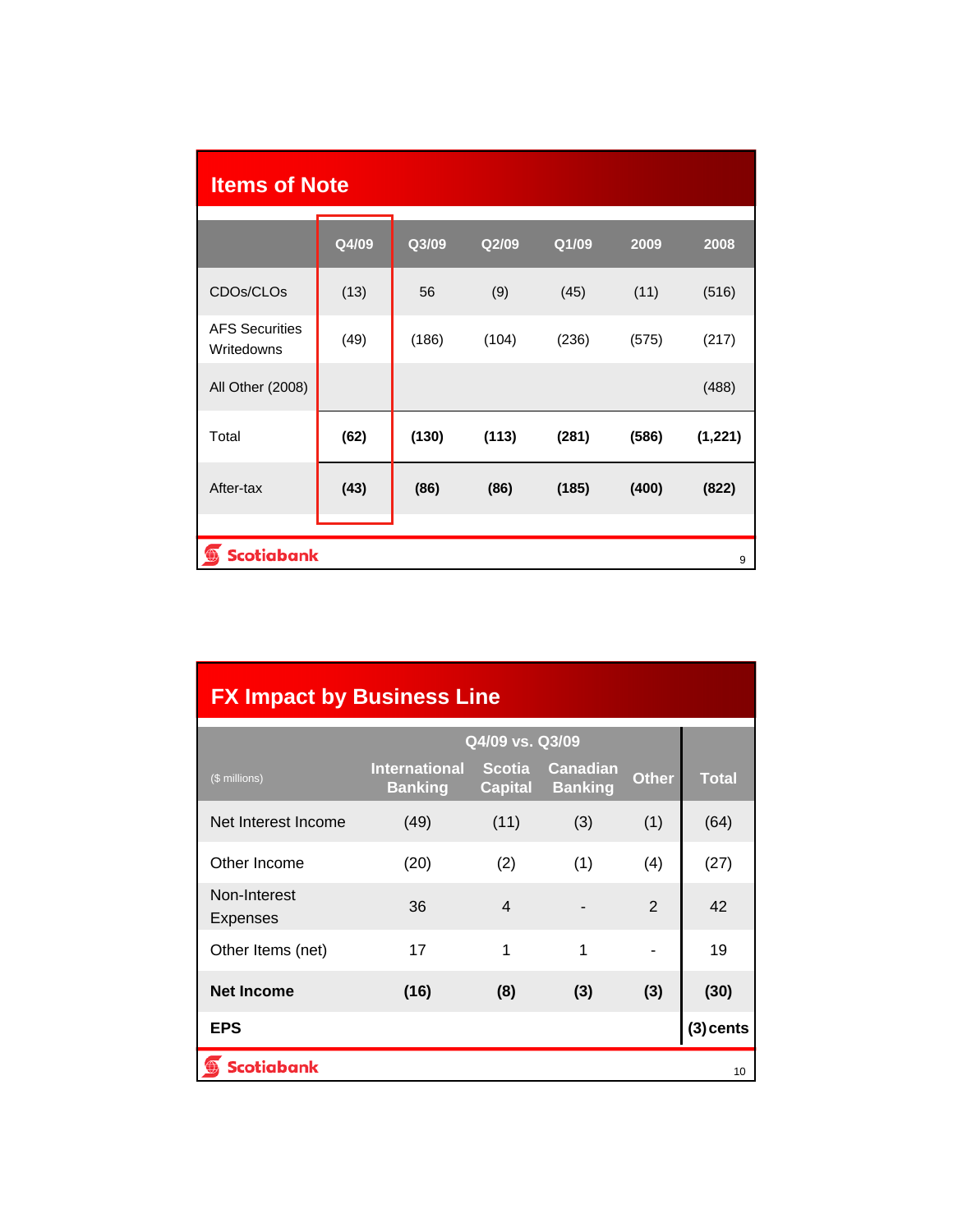## Items of Note

| | Q4/09 | Q3/09 | Q2/09 | Q1/09 | 2009 | 2008 |
|---|---|---|---|---|---|---|
| CDOs/CLOs | (13) | 56 | (9) | (45) | (11) | (516) |
| AFS Securities Writedowns | (49) | (186) | (104) | (236) | (575) | (217) |
| All Other (2008) | | | | | | (488) |
| Total | **(62)** | **(130)** | **(113)** | **(281)** | **(586)** | **(1,221)** |
| After-tax | **(43)** | **(86)** | **(86)** | **(185)** | **(400)** | **(822)** |

## FX Impact by Business Line

| ($ millions) | Q4/09 vs. Q3/09 | | | | |
|---|---|---|---|---|---|
| | International Banking | Scotia Capital | Canadian Banking | Other | Total |
| Net Interest Income | (49) | (11) | (3) | (1) | (64) |
| Other Income | (20) | (2) | (1) | (4) | (27) |
| Non-Interest Expenses | 36 | 4 | - | 2 | 42 |
| Other Items (net) | 17 | 1 | 1 | - | 19 |
| **Net Income** | **(16)** | **(8)** | **(3)** | **(3)** | **(30)** |
| **EPS** | | | | | **(3) cents** |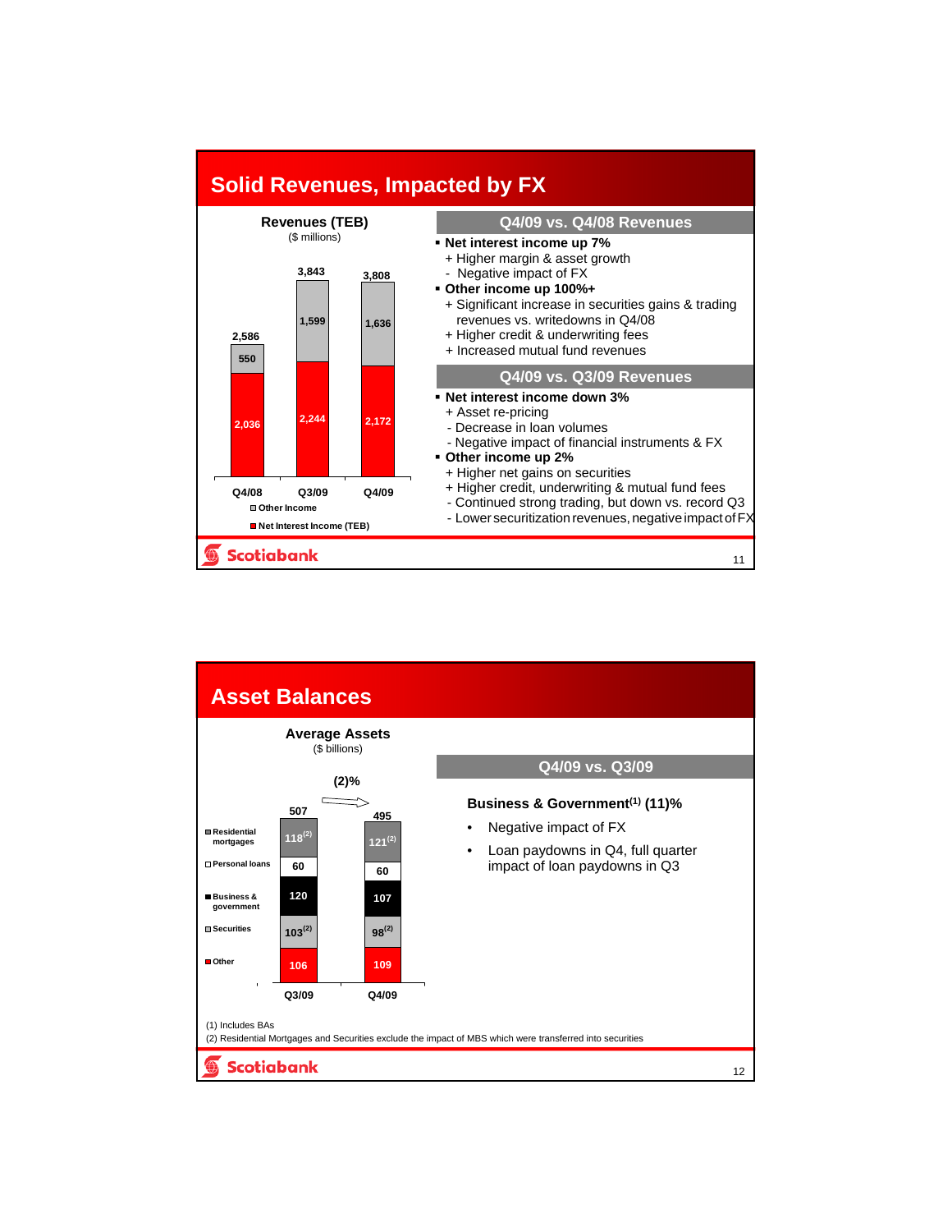## Solid Revenues, Impacted by FX

**Revenues (TEB)**
($ millions)

| | Q4/08 | Q3/09 | Q4/09 |
|---|---|---|---|
| Other Income | 550 | 1,599 | 1,636 |
| Net Interest Income (TEB) | 2,036 | 2,244 | 2,172 |
| Total | 2,586 | 3,843 | 3,808 |

### Q4/09 vs. Q4/08 Revenues

- **Net interest income up 7%**
  - + Higher margin & asset growth
  - - Negative impact of FX
- **Other income up 100%+**
  - + Significant increase in securities gains & trading revenues vs. writedowns in Q4/08
  - + Higher credit & underwriting fees
  - + Increased mutual fund revenues

### Q4/09 vs. Q3/09 Revenues

- **Net interest income down 3%**
  - + Asset re-pricing
  - - Decrease in loan volumes
  - - Negative impact of financial instruments & FX
- **Other income up 2%**
  - + Higher net gains on securities
  - + Higher credit, underwriting & mutual fund fees
  - - Continued strong trading, but down vs. record Q3
  - - Lower securitization revenues, negative impact of FX

## Asset Balances

**Average Assets**
($ billions)

| | Q3/09 | Q4/09 |
|---|---|---|
| Residential mortgages | 118 (2) | 121 (2) |
| Personal loans | 60 | 60 |
| Business & government | 120 | 107 |
| Securities | 103 (2) | 98 (2) |
| Other | 106 | 109 |
| Total | 507 | 495 |

(2)%

### Q4/09 vs. Q3/09

**Business & Government(1) (11)%**

- Negative impact of FX
- Loan paydowns in Q4, full quarter impact of loan paydowns in Q3

(1) Includes BAs
(2) Residential Mortgages and Securities exclude the impact of MBS which were transferred into securities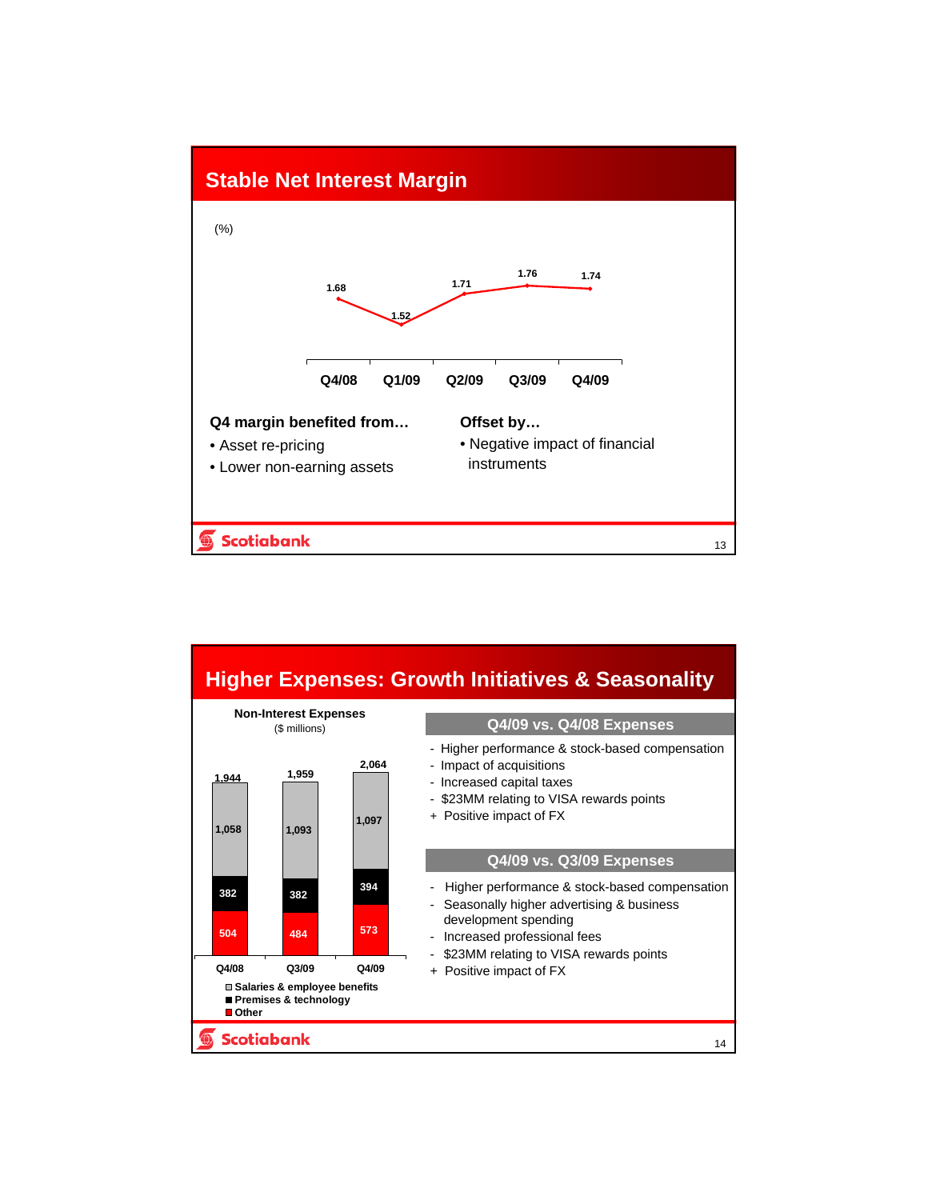## Stable Net Interest Margin

(%)

| Q4/08 | Q1/09 | Q2/09 | Q3/09 | Q4/09 |
|---|---|---|---|---|
| 1.68 | 1.52 | 1.71 | 1.76 | 1.74 |

**Q4 margin benefited from…**

- Asset re-pricing
- Lower non-earning assets

**Offset by…**

- Negative impact of financial instruments

## Higher Expenses: Growth Initiatives & Seasonality

**Non-Interest Expenses**
($ millions)

| | Q4/08 | Q3/09 | Q4/09 |
|---|---|---|---|
| Salaries & employee benefits | 1,058 | 1,093 | 1,097 |
| Premises & technology | 382 | 382 | 394 |
| Other | 504 | 484 | 573 |
| Total | 1,944 | 1,959 | 2,064 |

### Q4/09 vs. Q4/08 Expenses

- Higher performance & stock-based compensation
- Impact of acquisitions
- Increased capital taxes
- $23MM relating to VISA rewards points

+ Positive impact of FX

### Q4/09 vs. Q3/09 Expenses

- Higher performance & stock-based compensation
- Seasonally higher advertising & business development spending
- Increased professional fees
- $23MM relating to VISA rewards points

+ Positive impact of FX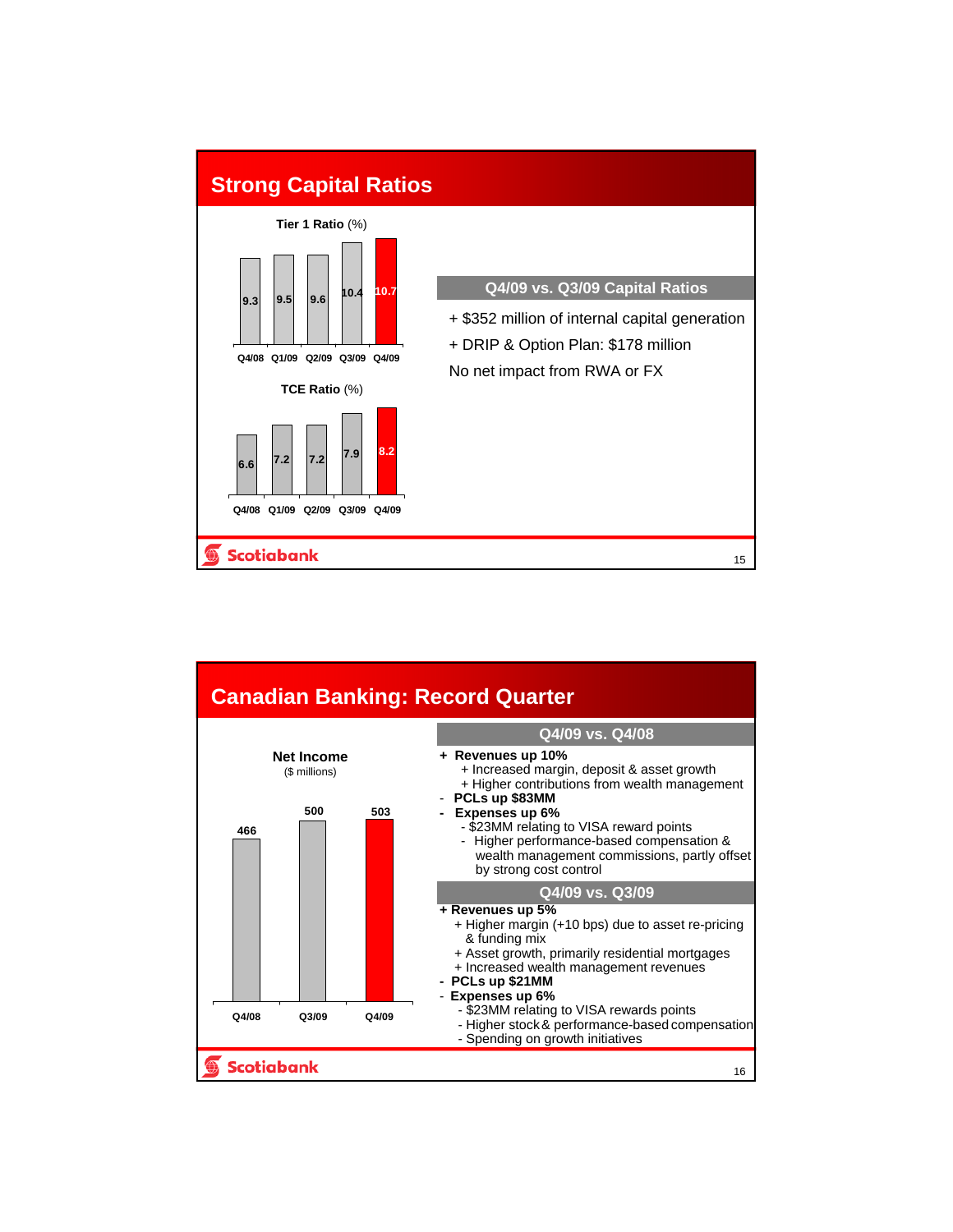## Strong Capital Ratios

**Tier 1 Ratio** (%)

| Q4/08 | Q1/09 | Q2/09 | Q3/09 | Q4/09 |
|---|---|---|---|---|
| 9.3 | 9.5 | 9.6 | 10.4 | 10.7 |

**TCE Ratio** (%)

| Q4/08 | Q1/09 | Q2/09 | Q3/09 | Q4/09 |
|---|---|---|---|---|
| 6.6 | 7.2 | 7.2 | 7.9 | 8.2 |

### Q4/09 vs. Q3/09 Capital Ratios

+ $352 million of internal capital generation

+ DRIP & Option Plan: $178 million

No net impact from RWA or FX

## Canadian Banking: Record Quarter

**Net Income**
($ millions)

| Q4/08 | Q3/09 | Q4/09 |
|---|---|---|
| 466 | 500 | 503 |

### Q4/09 vs. Q4/08

+ **Revenues up 10%**
  + Increased margin, deposit & asset growth
  + Higher contributions from wealth management
- **PCLs up $83MM**
- **Expenses up 6%**
  - $23MM relating to VISA reward points
  - Higher performance-based compensation & wealth management commissions, partly offset by strong cost control

### Q4/09 vs. Q3/09

+ **Revenues up 5%**
  + Higher margin (+10 bps) due to asset re-pricing & funding mix
  + Asset growth, primarily residential mortgages
  + Increased wealth management revenues
- **PCLs up $21MM**
- **Expenses up 6%**
  - $23MM relating to VISA rewards points
  - Higher stock & performance-based compensation
  - Spending on growth initiatives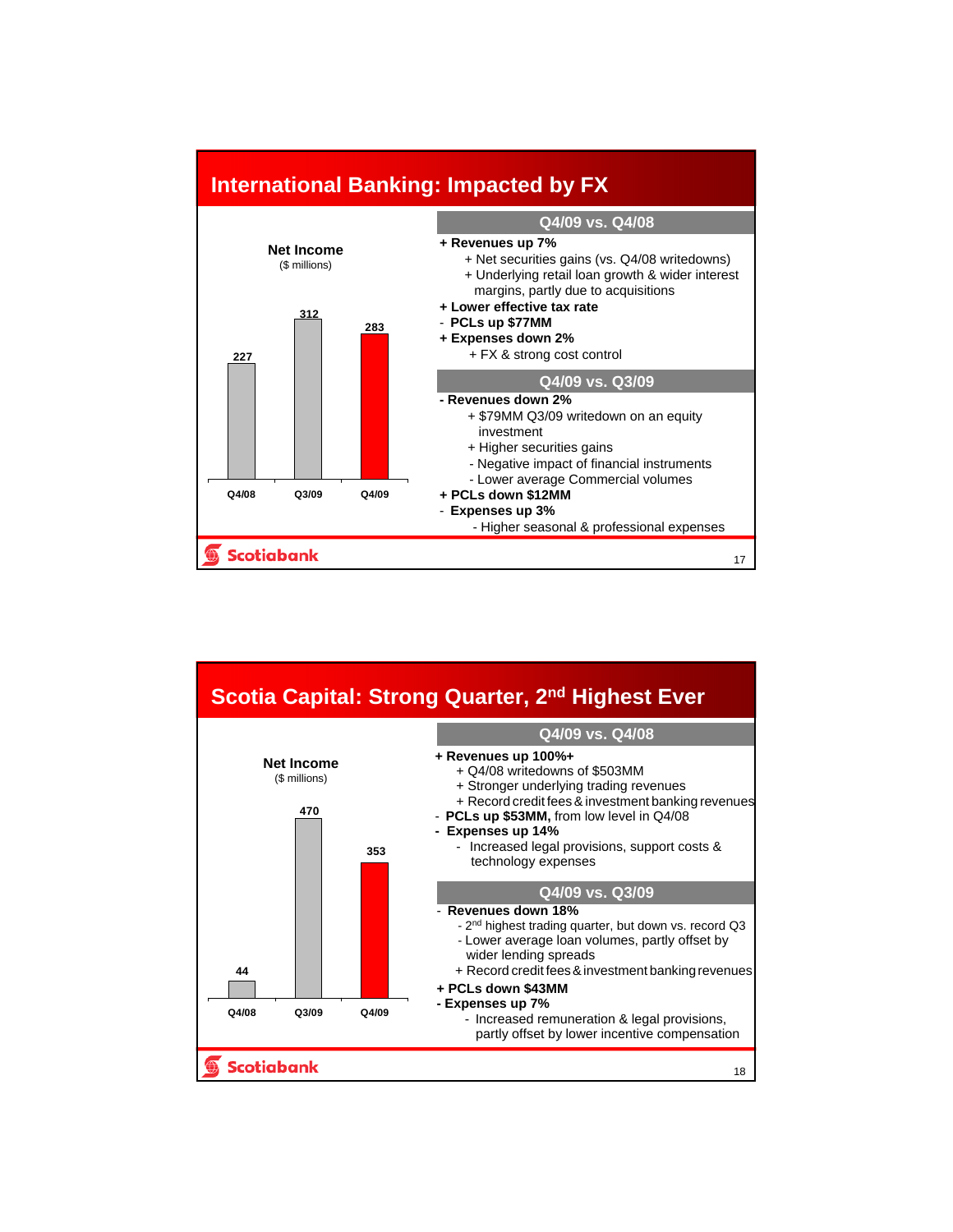## International Banking: Impacted by FX

**Net Income**
($ millions)

| Q4/08 | Q3/09 | Q4/09 |
|---|---|---|
| 227 | 312 | 283 |

### Q4/09 vs. Q4/08

- **+ Revenues up 7%**
  - + Net securities gains (vs. Q4/08 writedowns)
  - + Underlying retail loan growth & wider interest margins, partly due to acquisitions
- **+ Lower effective tax rate**
- **- PCLs up $77MM**
- **+ Expenses down 2%**
  - + FX & strong cost control

### Q4/09 vs. Q3/09

- **- Revenues down 2%**
  - + $79MM Q3/09 writedown on an equity investment
  - + Higher securities gains
  - - Negative impact of financial instruments
  - - Lower average Commercial volumes
- **+ PCLs down $12MM**
- **- Expenses up 3%**
  - - Higher seasonal & professional expenses

## Scotia Capital: Strong Quarter, 2nd Highest Ever

**Net Income**
($ millions)

| Q4/08 | Q3/09 | Q4/09 |
|---|---|---|
| 44 | 470 | 353 |

### Q4/09 vs. Q4/08

- **+ Revenues up 100%+**
  - + Q4/08 writedowns of $503MM
  - + Stronger underlying trading revenues
  - + Record credit fees & investment banking revenues
- **- PCLs up $53MM,** from low level in Q4/08
- **- Expenses up 14%**
  - - Increased legal provisions, support costs & technology expenses

### Q4/09 vs. Q3/09

- **- Revenues down 18%**
  - - 2nd highest trading quarter, but down vs. record Q3
  - - Lower average loan volumes, partly offset by wider lending spreads
  - + Record credit fees & investment banking revenues
- **+ PCLs down $43MM**
- **- Expenses up 7%**
  - - Increased remuneration & legal provisions, partly offset by lower incentive compensation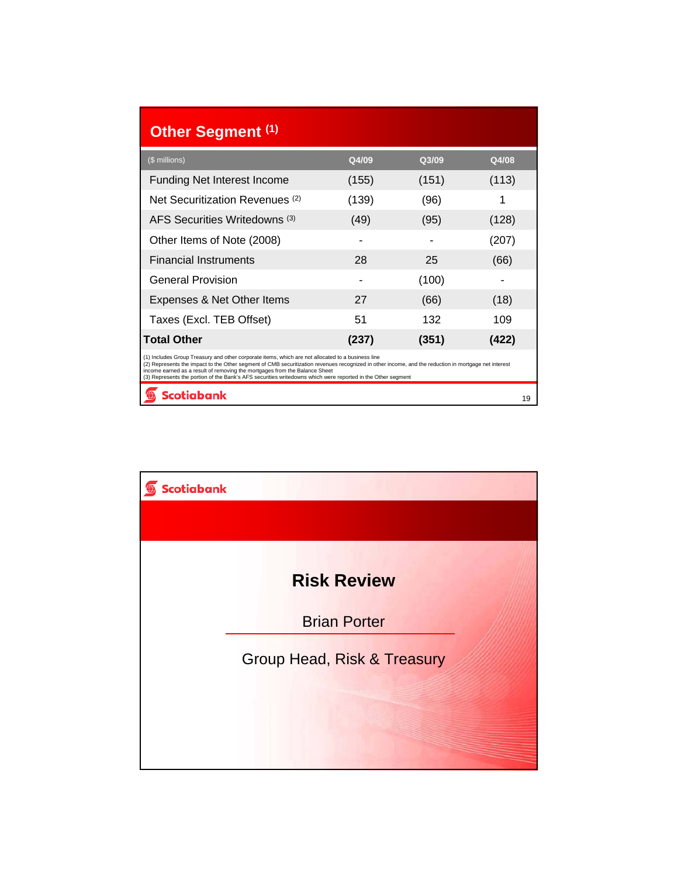## Other Segment [1]

| ($ millions) | Q4/09 | Q3/09 | Q4/08 |
|---|---|---|---|
| Funding Net Interest Income | (155) | (151) | (113) |
| Net Securitization Revenues [2] | (139) | (96) | 1 |
| AFS Securities Writedowns [3] | (49) | (95) | (128) |
| Other Items of Note (2008) | - | - | (207) |
| Financial Instruments | 28 | 25 | (66) |
| General Provision | - | (100) | - |
| Expenses & Net Other Items | 27 | (66) | (18) |
| Taxes (Excl. TEB Offset) | 51 | 132 | 109 |
| **Total Other** | **(237)** | **(351)** | **(422)** |

(1) Includes Group Treasury and other corporate items, which are not allocated to a business line
(2) Represents the impact to the Other segment of CMB securitization revenues recognized in other income, and the reduction in mortgage net interest income earned as a result of removing the mortgages from the Balance Sheet
(3) Represents the portion of the Bank's AFS securities writedowns which were reported in the Other segment

Scotiabank

Scotiabank

## Risk Review

Brian Porter

Group Head, Risk & Treasury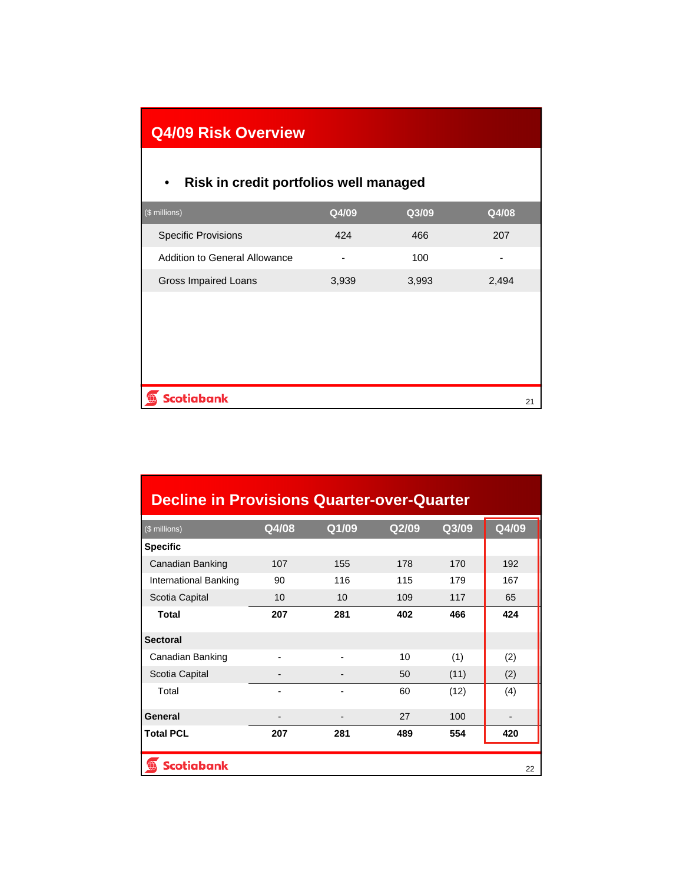## Q4/09 Risk Overview

- **Risk in credit portfolios well managed**

| ($ millions) | Q4/09 | Q3/09 | Q4/08 |
|---|---|---|---|
| Specific Provisions | 424 | 466 | 207 |
| Addition to General Allowance | - | 100 | - |
| Gross Impaired Loans | 3,939 | 3,993 | 2,494 |

## Decline in Provisions Quarter-over-Quarter

| ($ millions) | Q4/08 | Q1/09 | Q2/09 | Q3/09 | Q4/09 |
|---|---|---|---|---|---|
| **Specific** | | | | | |
| Canadian Banking | 107 | 155 | 178 | 170 | 192 |
| International Banking | 90 | 116 | 115 | 179 | 167 |
| Scotia Capital | 10 | 10 | 109 | 117 | 65 |
| **Total** | **207** | **281** | **402** | **466** | **424** |
| **Sectoral** | | | | | |
| Canadian Banking | - | - | 10 | (1) | (2) |
| Scotia Capital | - | - | 50 | (11) | (2) |
| Total | - | - | 60 | (12) | (4) |
| **General** | - | - | 27 | 100 | - |
| **Total PCL** | **207** | **281** | **489** | **554** | **420** |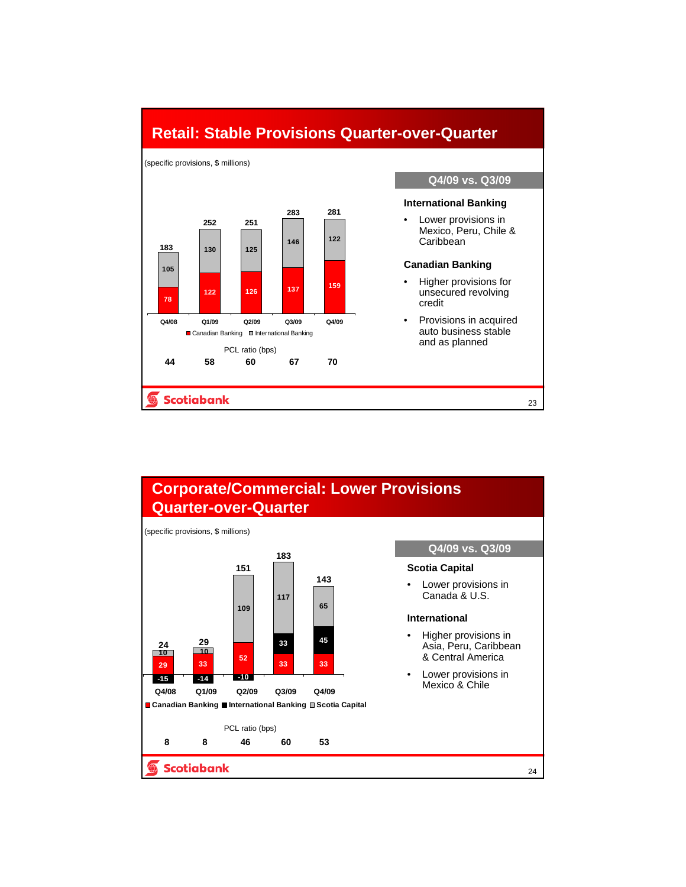# Retail: Stable Provisions Quarter-over-Quarter

(specific provisions, $ millions)

| | Q4/08 | Q1/09 | Q2/09 | Q3/09 | Q4/09 |
|---|---|---|---|---|---|
| Canadian Banking | 78 | 122 | 126 | 137 | 159 |
| International Banking | 105 | 130 | 125 | 146 | 122 |
| Total | 183 | 252 | 251 | 283 | 281 |
| PCL ratio (bps) | 44 | 58 | 60 | 67 | 70 |

## Q4/09 vs. Q3/09

### International Banking

- Lower provisions in Mexico, Peru, Chile & Caribbean

### Canadian Banking

- Higher provisions for unsecured revolving credit
- Provisions in acquired auto business stable and as planned

# Corporate/Commercial: Lower Provisions Quarter-over-Quarter

(specific provisions, $ millions)

| | Q4/08 | Q1/09 | Q2/09 | Q3/09 | Q4/09 |
|---|---|---|---|---|---|
| Canadian Banking | 29 | 33 | 52 | 33 | 33 |
| International Banking | -15 | -14 | -10 | 33 | 45 |
| Scotia Capital | 10 | 10 | 109 | 117 | 65 |
| Total | 24 | 29 | 151 | 183 | 143 |
| PCL ratio (bps) | 8 | 8 | 46 | 60 | 53 |

## Q4/09 vs. Q3/09

### Scotia Capital

- Lower provisions in Canada & U.S.

### International

- Higher provisions in Asia, Peru, Caribbean & Central America
- Lower provisions in Mexico & Chile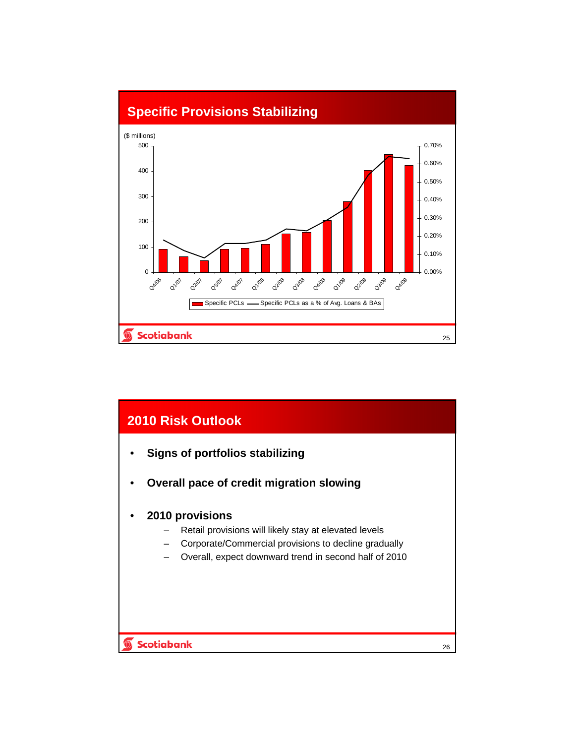## Specific Provisions Stabilizing

($ millions)

Chart: Specific PCLs (bars, left axis 0–500) and Specific PCLs as a % of Avg. Loans & BAs (line, right axis 0.00%–0.70%), by quarter: Q4/06, Q1/07, Q2/07, Q3/07, Q4/07, Q1/08, Q2/08, Q3/08, Q4/08, Q1/09, Q2/09, Q3/09, Q4/09

Legend: Specific PCLs — Specific PCLs as a % of Avg. Loans & BAs

## 2010 Risk Outlook

- **Signs of portfolios stabilizing**
- **Overall pace of credit migration slowing**
- **2010 provisions**
  - Retail provisions will likely stay at elevated levels
  - Corporate/Commercial provisions to decline gradually
  - Overall, expect downward trend in second half of 2010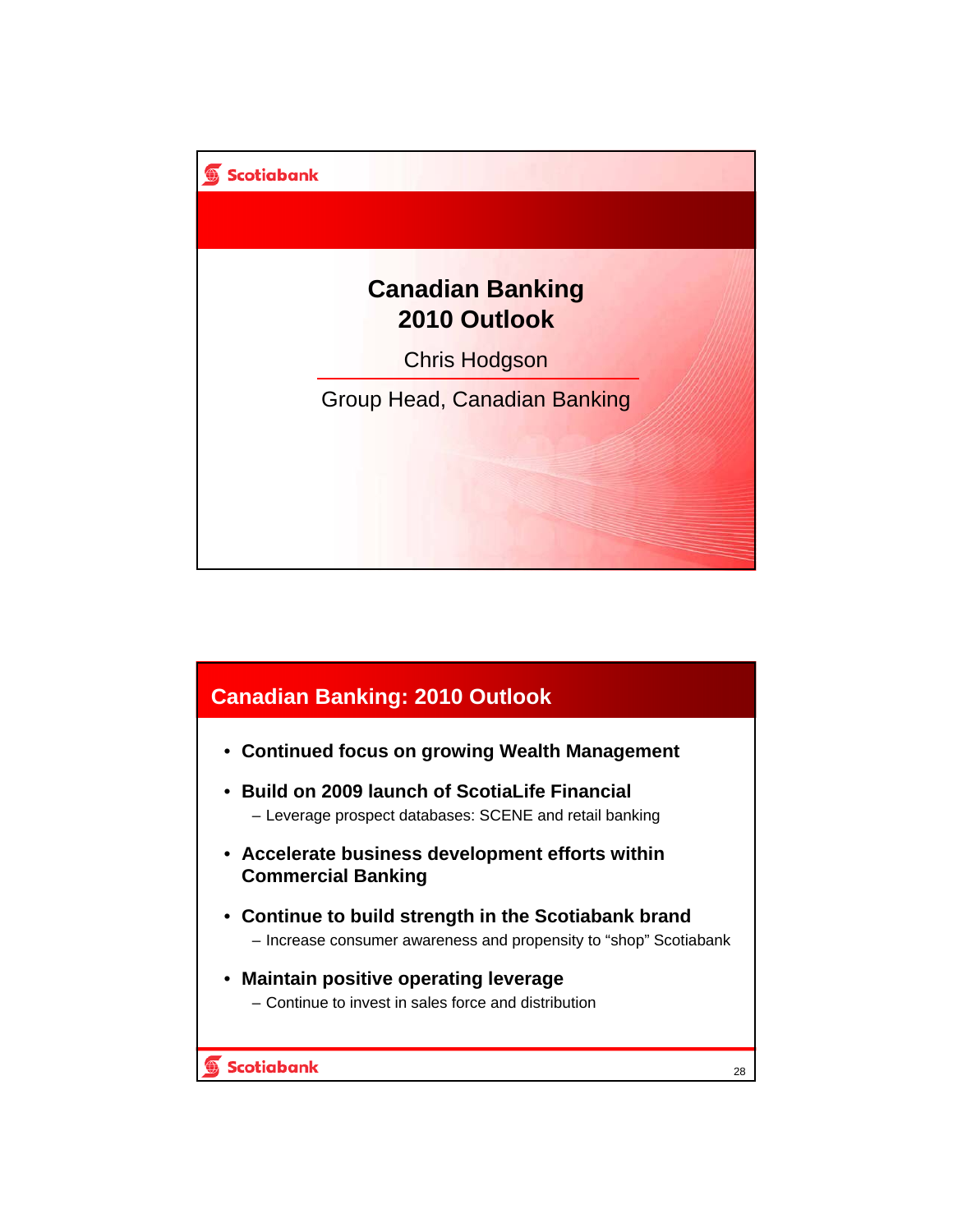# Canadian Banking 2010 Outlook

Chris Hodgson

Group Head, Canadian Banking

## Canadian Banking: 2010 Outlook

- **Continued focus on growing Wealth Management**
- **Build on 2009 launch of ScotiaLife Financial**
  - Leverage prospect databases: SCENE and retail banking
- **Accelerate business development efforts within Commercial Banking**
- **Continue to build strength in the Scotiabank brand**
  - Increase consumer awareness and propensity to "shop" Scotiabank
- **Maintain positive operating leverage**
  - Continue to invest in sales force and distribution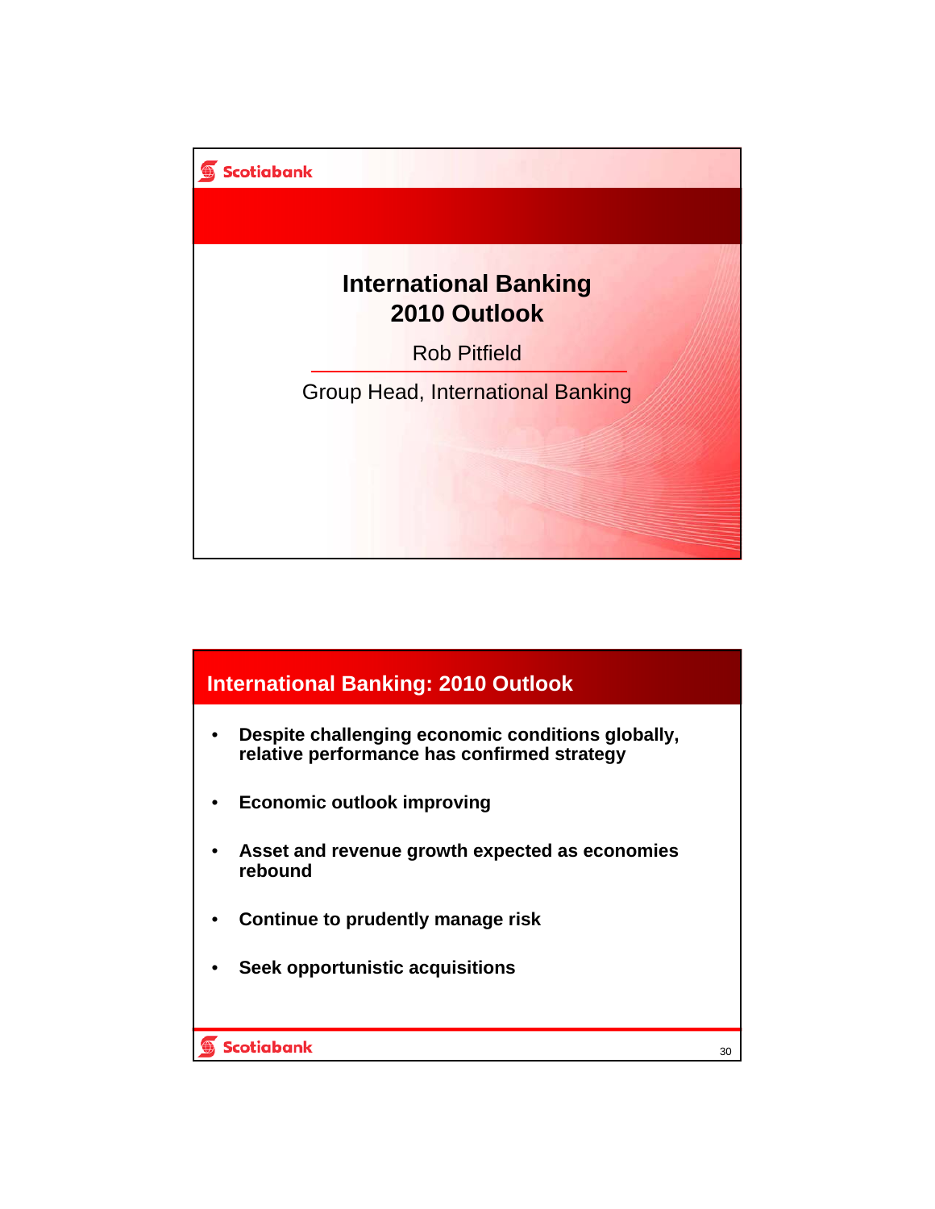# International Banking 2010 Outlook

Rob Pitfield

Group Head, International Banking

## International Banking: 2010 Outlook

- **Despite challenging economic conditions globally, relative performance has confirmed strategy**
- **Economic outlook improving**
- **Asset and revenue growth expected as economies rebound**
- **Continue to prudently manage risk**
- **Seek opportunistic acquisitions**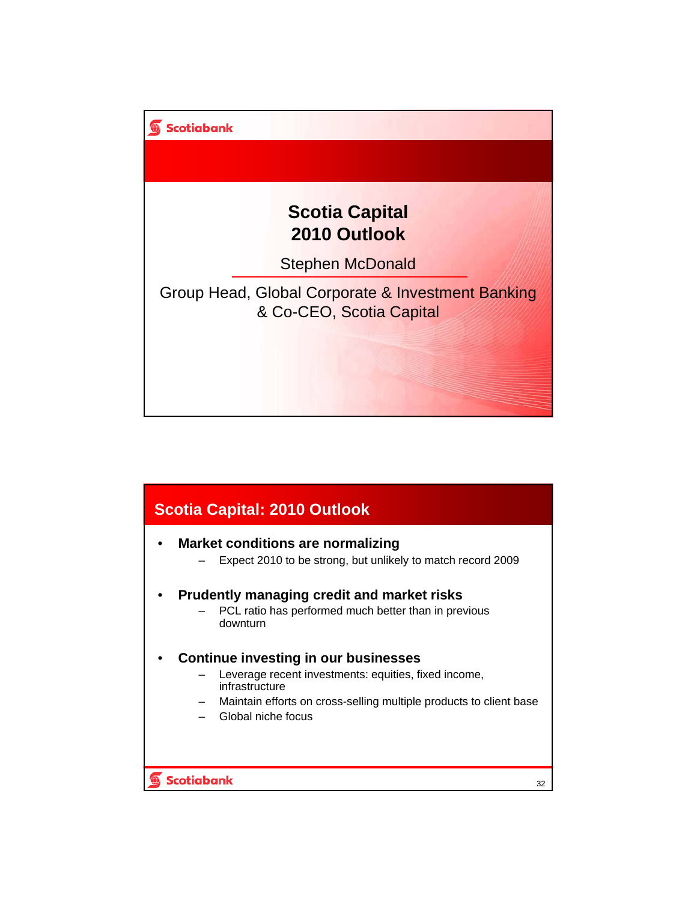# Scotia Capital 2010 Outlook

Stephen McDonald

Group Head, Global Corporate & Investment Banking & Co-CEO, Scotia Capital

## Scotia Capital: 2010 Outlook

- **Market conditions are normalizing**
  - Expect 2010 to be strong, but unlikely to match record 2009
- **Prudently managing credit and market risks**
  - PCL ratio has performed much better than in previous downturn
- **Continue investing in our businesses**
  - Leverage recent investments: equities, fixed income, infrastructure
  - Maintain efforts on cross-selling multiple products to client base
  - Global niche focus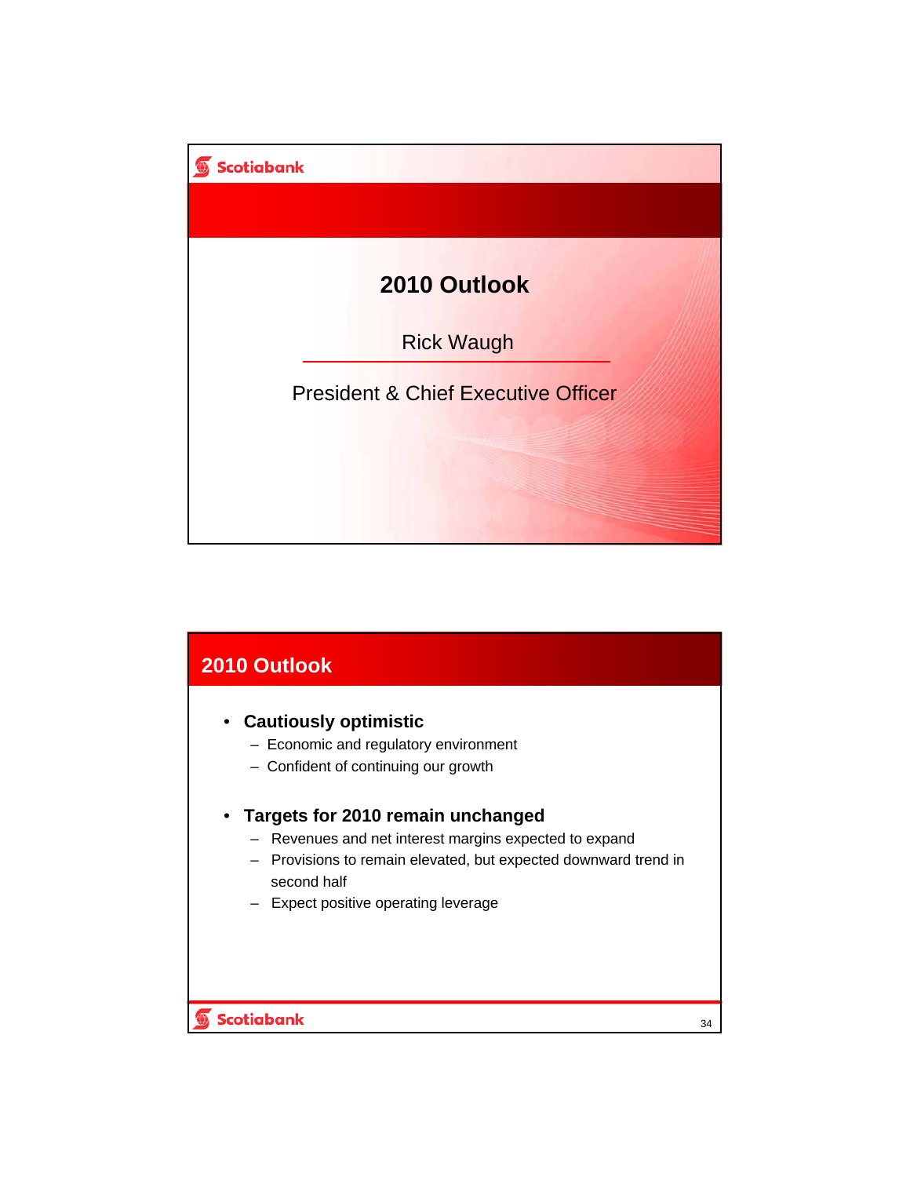# 2010 Outlook

Rick Waugh

President & Chief Executive Officer

## 2010 Outlook

- **Cautiously optimistic**
  - Economic and regulatory environment
  - Confident of continuing our growth
- **Targets for 2010 remain unchanged**
  - Revenues and net interest margins expected to expand
  - Provisions to remain elevated, but expected downward trend in second half
  - Expect positive operating leverage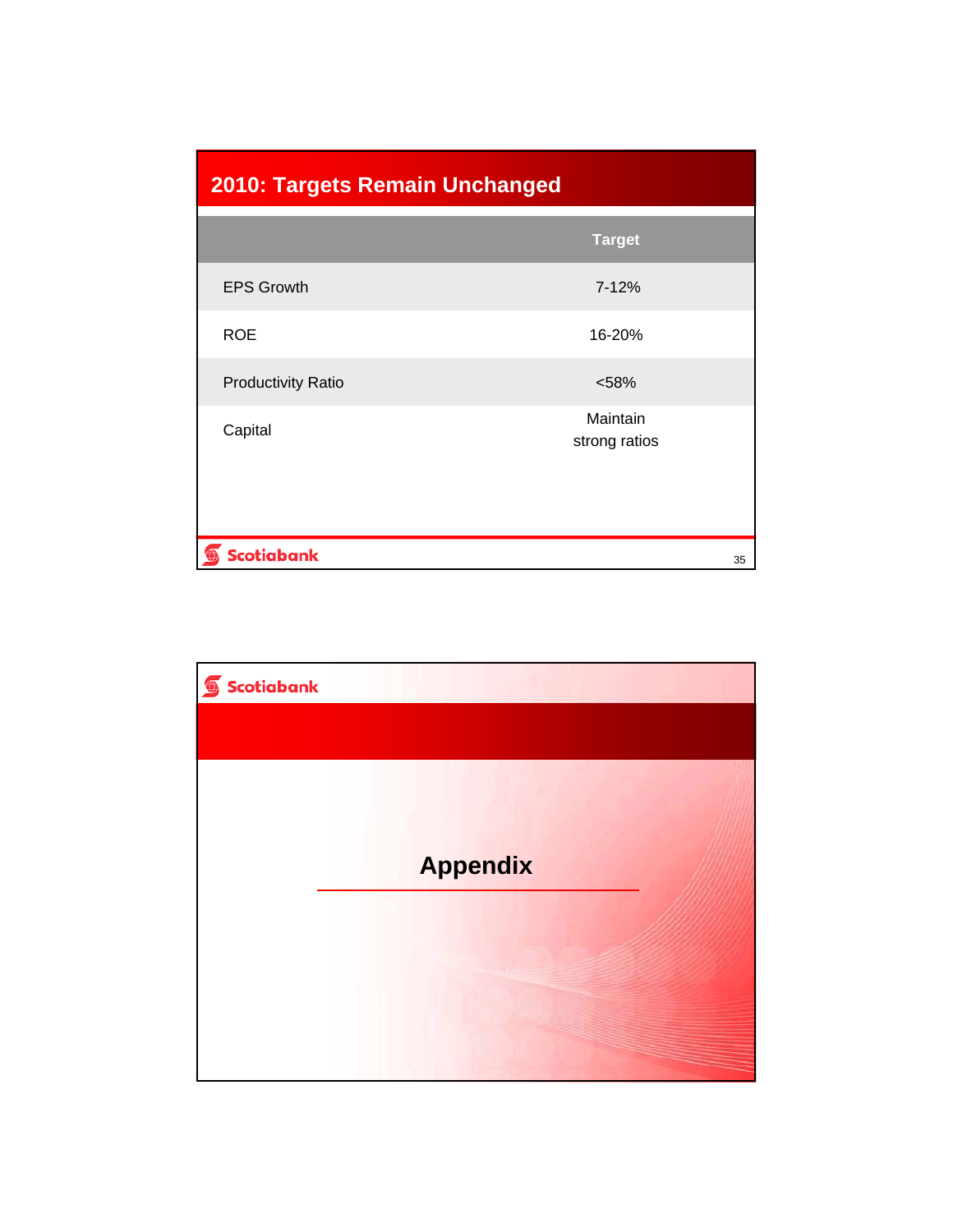## 2010: Targets Remain Unchanged

| | Target |
|---|---|
| EPS Growth | 7-12% |
| ROE | 16-20% |
| Productivity Ratio | <58% |
| Capital | Maintain strong ratios |

# Appendix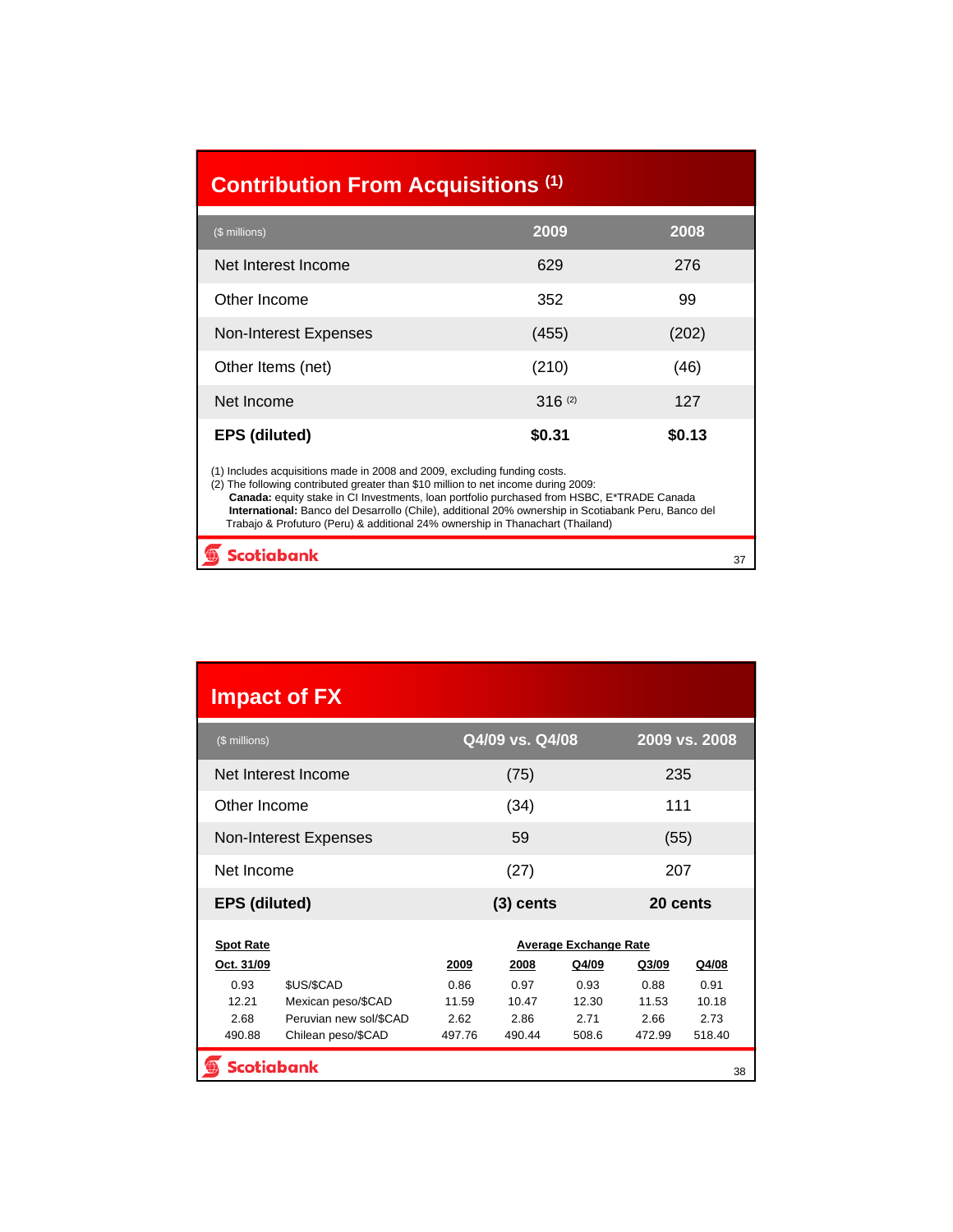## Contribution From Acquisitions [1]

| ($ millions) | 2009 | 2008 |
|---|---|---|
| Net Interest Income | 629 | 276 |
| Other Income | 352 | 99 |
| Non-Interest Expenses | (455) | (202) |
| Other Items (net) | (210) | (46) |
| Net Income | 316 [2] | 127 |
| **EPS (diluted)** | **$0.31** | **$0.13** |

(1) Includes acquisitions made in 2008 and 2009, excluding funding costs.
(2) The following contributed greater than $10 million to net income during 2009:
**Canada:** equity stake in CI Investments, loan portfolio purchased from HSBC, E*TRADE Canada
**International:** Banco del Desarrollo (Chile), additional 20% ownership in Scotiabank Peru, Banco del Trabajo & Profuturo (Peru) & additional 24% ownership in Thanachart (Thailand)

## Impact of FX

| ($ millions) | Q4/09 vs. Q4/08 | 2009 vs. 2008 |
|---|---|---|
| Net Interest Income | (75) | 235 |
| Other Income | (34) | 111 |
| Non-Interest Expenses | 59 | (55) |
| Net Income | (27) | 207 |
| **EPS (diluted)** | **(3) cents** | **20 cents** |

| Spot Rate | | Average Exchange Rate | | | | |
|---|---|---|---|---|---|---|
| Oct. 31/09 | | 2009 | 2008 | Q4/09 | Q3/09 | Q4/08 |
| 0.93 | $US/$CAD | 0.86 | 0.97 | 0.93 | 0.88 | 0.91 |
| 12.21 | Mexican peso/$CAD | 11.59 | 10.47 | 12.30 | 11.53 | 10.18 |
| 2.68 | Peruvian new sol/$CAD | 2.62 | 2.86 | 2.71 | 2.66 | 2.73 |
| 490.88 | Chilean peso/$CAD | 497.76 | 490.44 | 508.6 | 472.99 | 518.40 |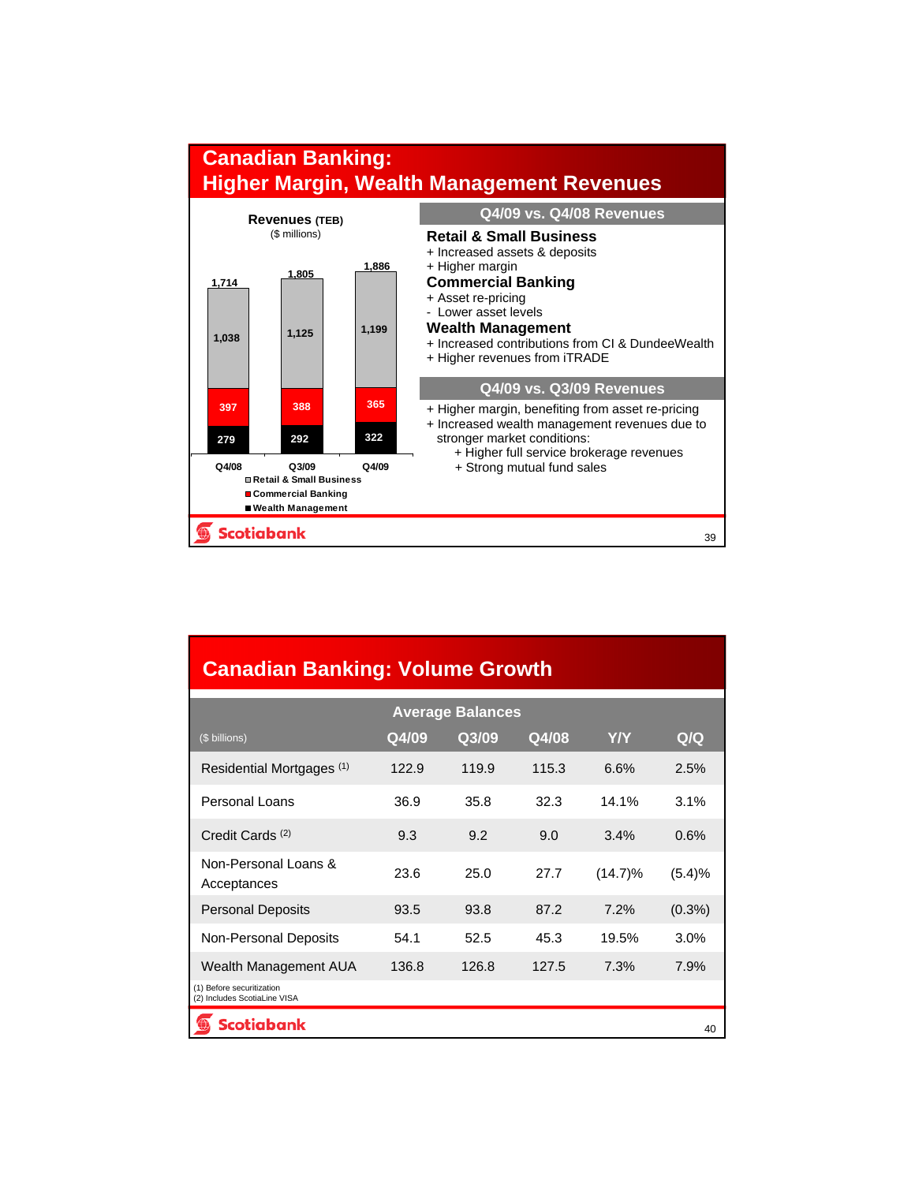## Canadian Banking: Higher Margin, Wealth Management Revenues

**Revenues (TEB)**
($ millions)

| | Q4/08 | Q3/09 | Q4/09 |
|---|---|---|---|
| Retail & Small Business | 1,038 | 1,125 | 1,199 |
| Commercial Banking | 397 | 388 | 365 |
| Wealth Management | 279 | 292 | 322 |
| Total | 1,714 | 1,805 | 1,886 |

### Q4/09 vs. Q4/08 Revenues

**Retail & Small Business**
- \+ Increased assets & deposits
- \+ Higher margin

**Commercial Banking**
- \+ Asset re-pricing
- \- Lower asset levels

**Wealth Management**
- \+ Increased contributions from CI & DundeeWealth
- \+ Higher revenues from iTRADE

### Q4/09 vs. Q3/09 Revenues

- \+ Higher margin, benefiting from asset re-pricing
- \+ Increased wealth management revenues due to stronger market conditions:
  - \+ Higher full service brokerage revenues
  - \+ Strong mutual fund sales

## Canadian Banking: Volume Growth

| | Average Balances | | | | |
|---|---|---|---|---|---|
| ($ billions) | Q4/09 | Q3/09 | Q4/08 | Y/Y | Q/Q |
| Residential Mortgages [1] | 122.9 | 119.9 | 115.3 | 6.6% | 2.5% |
| Personal Loans | 36.9 | 35.8 | 32.3 | 14.1% | 3.1% |
| Credit Cards [2] | 9.3 | 9.2 | 9.0 | 3.4% | 0.6% |
| Non-Personal Loans & Acceptances | 23.6 | 25.0 | 27.7 | (14.7)% | (5.4)% |
| Personal Deposits | 93.5 | 93.8 | 87.2 | 7.2% | (0.3%) |
| Non-Personal Deposits | 54.1 | 52.5 | 45.3 | 19.5% | 3.0% |
| Wealth Management AUA | 136.8 | 126.8 | 127.5 | 7.3% | 7.9% |

(1) Before securitization
(2) Includes ScotiaLine VISA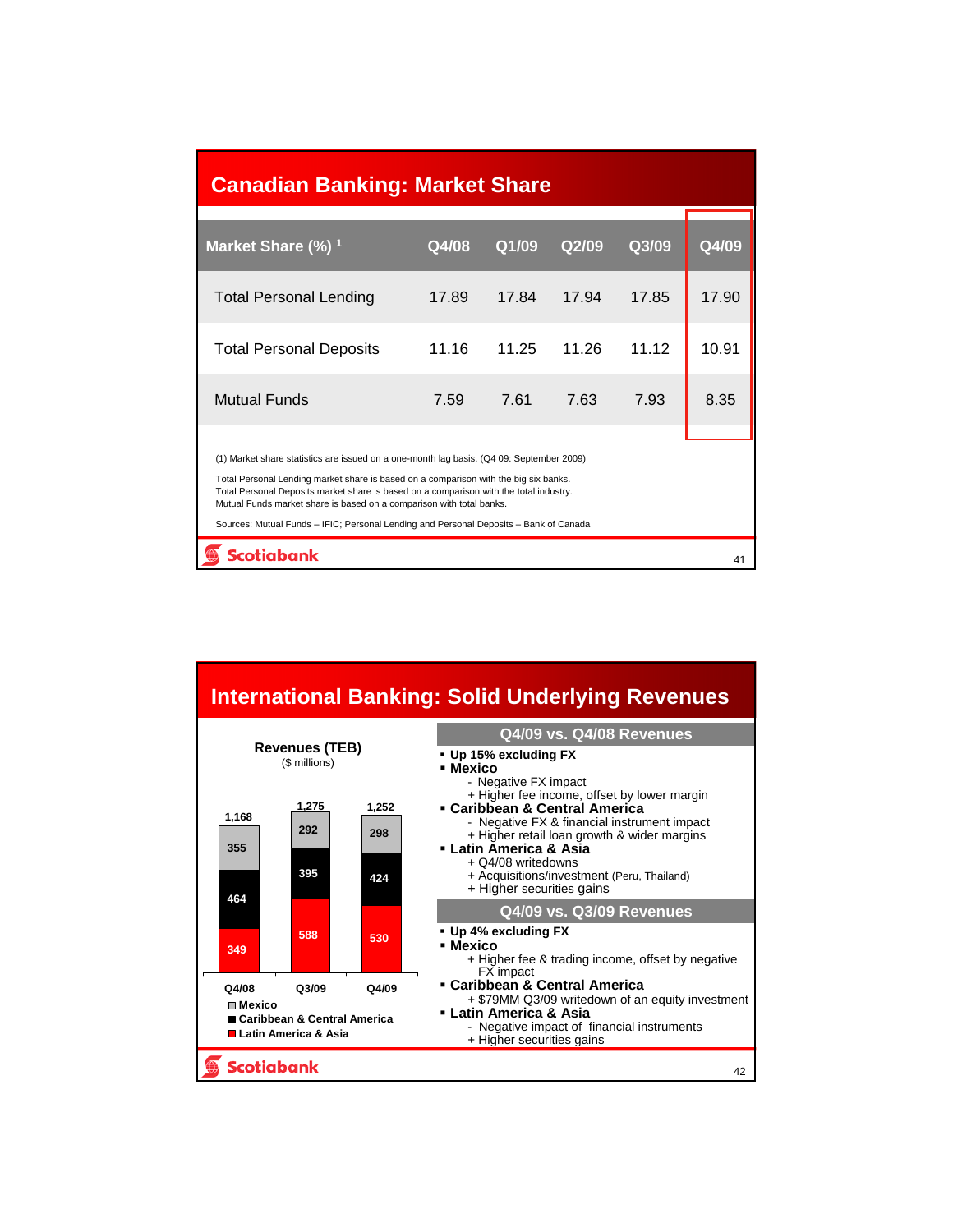# Canadian Banking: Market Share

| Market Share (%) [1] | Q4/08 | Q1/09 | Q2/09 | Q3/09 | Q4/09 |
|---|---|---|---|---|---|
| Total Personal Lending | 17.89 | 17.84 | 17.94 | 17.85 | 17.90 |
| Total Personal Deposits | 11.16 | 11.25 | 11.26 | 11.12 | 10.91 |
| Mutual Funds | 7.59 | 7.61 | 7.63 | 7.93 | 8.35 |

(1) Market share statistics are issued on a one-month lag basis. (Q4 09: September 2009)

Total Personal Lending market share is based on a comparison with the big six banks.
Total Personal Deposits market share is based on a comparison with the total industry.
Mutual Funds market share is based on a comparison with total banks.

Sources: Mutual Funds – IFIC; Personal Lending and Personal Deposits – Bank of Canada

# International Banking: Solid Underlying Revenues

**Revenues (TEB)**
($ millions)

| | Q4/08 | Q3/09 | Q4/09 |
|---|---|---|---|
| Mexico | 355 | 292 | 298 |
| Caribbean & Central America | 464 | 395 | 424 |
| Latin America & Asia | 349 | 588 | 530 |
| Total | 1,168 | 1,275 | 1,252 |

## Q4/09 vs. Q4/08 Revenues

- **Up 15% excluding FX**
- **Mexico**
  - \- Negative FX impact
  - \+ Higher fee income, offset by lower margin
- **Caribbean & Central America**
  - \- Negative FX & financial instrument impact
  - \+ Higher retail loan growth & wider margins
- **Latin America & Asia**
  - \+ Q4/08 writedowns
  - \+ Acquisitions/investment (Peru, Thailand)
  - \+ Higher securities gains

## Q4/09 vs. Q3/09 Revenues

- **Up 4% excluding FX**
- **Mexico**
  - \+ Higher fee & trading income, offset by negative FX impact
- **Caribbean & Central America**
  - \+ $79MM Q3/09 writedown of an equity investment
- **Latin America & Asia**
  - \- Negative impact of financial instruments
  - \+ Higher securities gains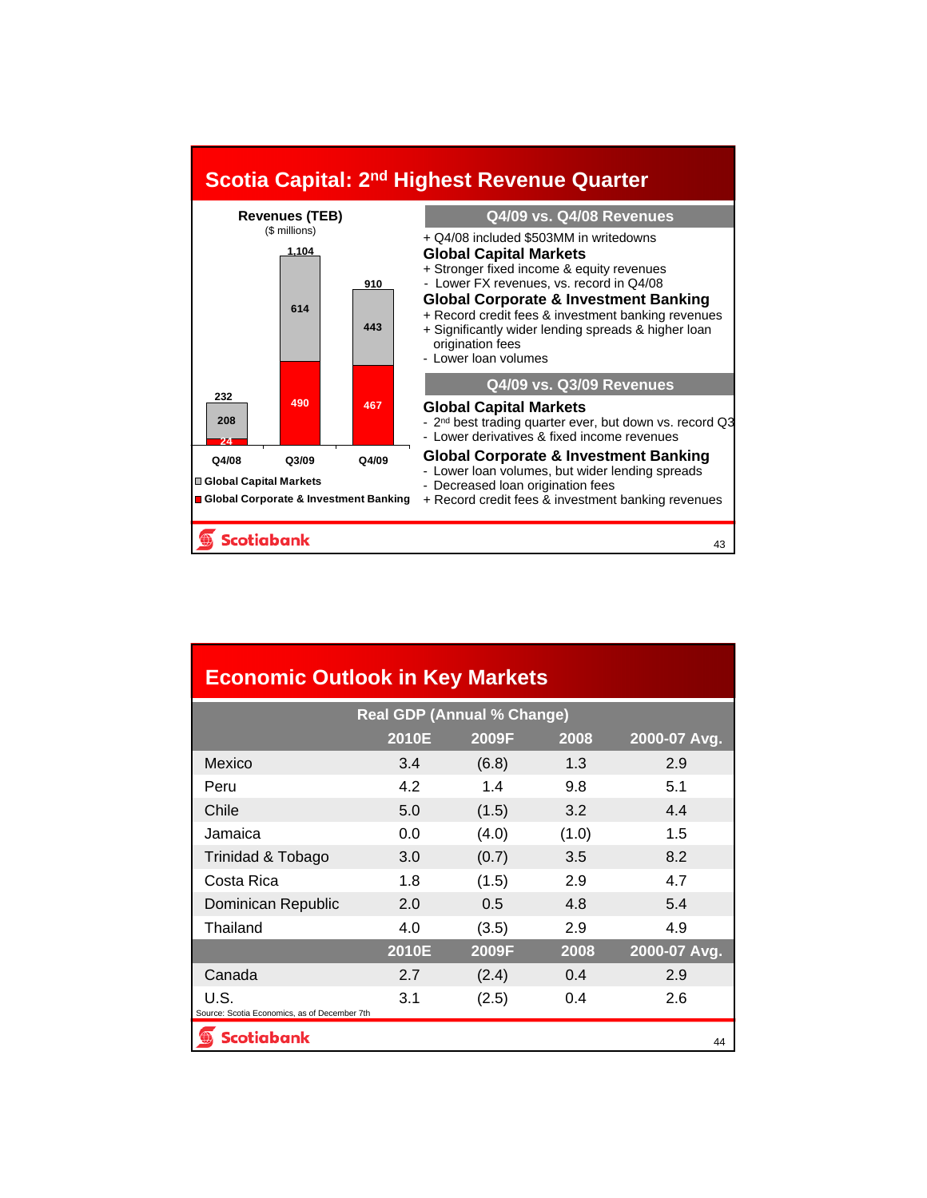# Scotia Capital: 2nd Highest Revenue Quarter

**Revenues (TEB)**
($ millions)

| | Q4/08 | Q3/09 | Q4/09 |
|---|---|---|---|
| Global Capital Markets | 208 | 614 | 443 |
| Global Corporate & Investment Banking | 24 | 490 | 467 |
| Total | 232 | 1,104 | 910 |

## Q4/09 vs. Q4/08 Revenues

+ Q4/08 included $503MM in writedowns

**Global Capital Markets**

+ Stronger fixed income & equity revenues
- Lower FX revenues, vs. record in Q4/08

**Global Corporate & Investment Banking**

+ Record credit fees & investment banking revenues
+ Significantly wider lending spreads & higher loan origination fees
- Lower loan volumes

## Q4/09 vs. Q3/09 Revenues

**Global Capital Markets**

- 2nd best trading quarter ever, but down vs. record Q3
- Lower derivatives & fixed income revenues

**Global Corporate & Investment Banking**

- Lower loan volumes, but wider lending spreads
- Decreased loan origination fees
+ Record credit fees & investment banking revenues

# Economic Outlook in Key Markets

| Real GDP (Annual % Change) | 2010E | 2009F | 2008 | 2000-07 Avg. |
|---|---|---|---|---|
| Mexico | 3.4 | (6.8) | 1.3 | 2.9 |
| Peru | 4.2 | 1.4 | 9.8 | 5.1 |
| Chile | 5.0 | (1.5) | 3.2 | 4.4 |
| Jamaica | 0.0 | (4.0) | (1.0) | 1.5 |
| Trinidad & Tobago | 3.0 | (0.7) | 3.5 | 8.2 |
| Costa Rica | 1.8 | (1.5) | 2.9 | 4.7 |
| Dominican Republic | 2.0 | 0.5 | 4.8 | 5.4 |
| Thailand | 4.0 | (3.5) | 2.9 | 4.9 |
| | **2010E** | **2009F** | **2008** | **2000-07 Avg.** |
| Canada | 2.7 | (2.4) | 0.4 | 2.9 |
| U.S. | 3.1 | (2.5) | 0.4 | 2.6 |

Source: Scotia Economics, as of December 7th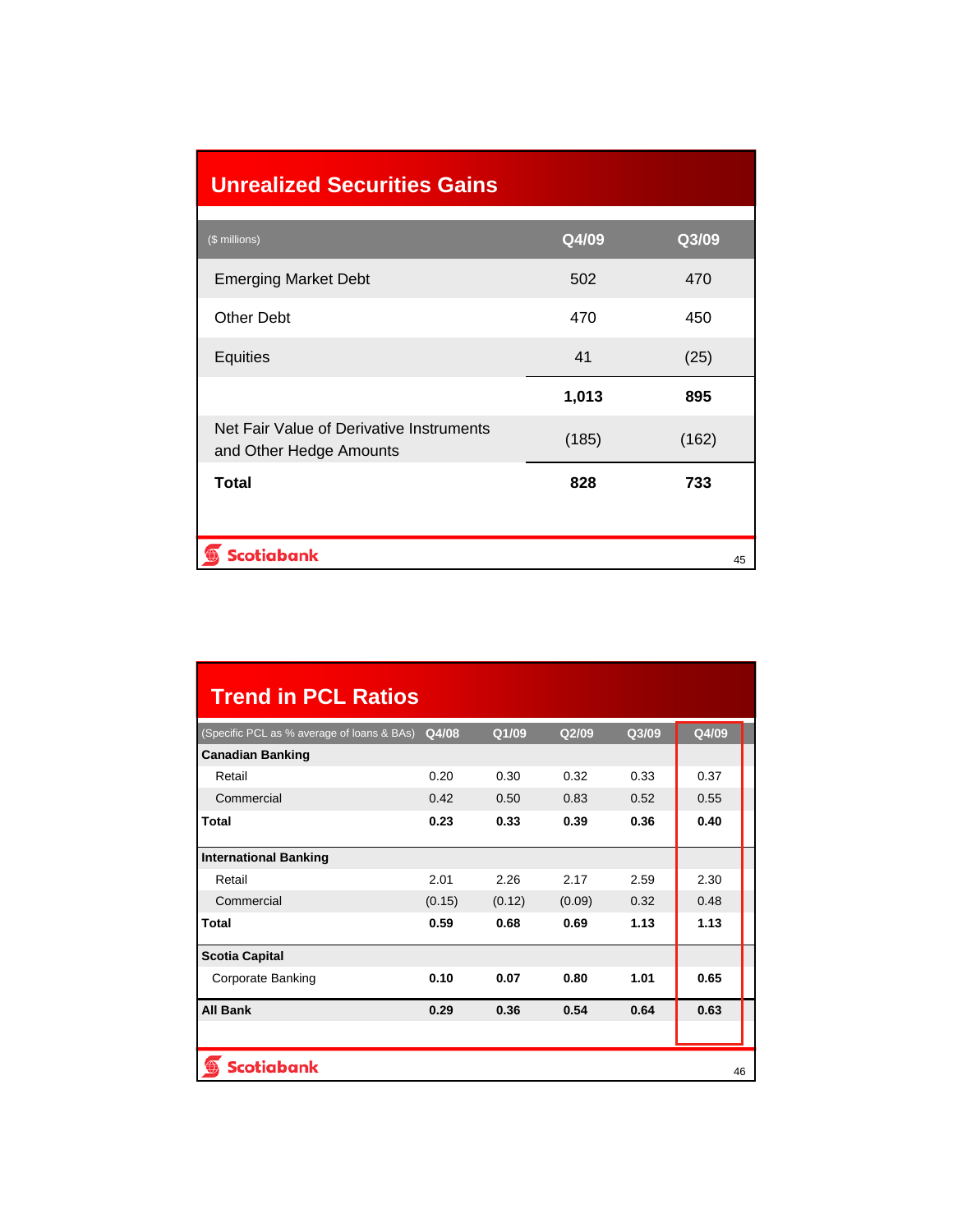## Unrealized Securities Gains

| ($ millions) | Q4/09 | Q3/09 |
|---|---|---|
| Emerging Market Debt | 502 | 470 |
| Other Debt | 470 | 450 |
| Equities | 41 | (25) |
| | **1,013** | **895** |
| Net Fair Value of Derivative Instruments and Other Hedge Amounts | (185) | (162) |
| **Total** | **828** | **733** |

## Trend in PCL Ratios

| (Specific PCL as % average of loans & BAs) | Q4/08 | Q1/09 | Q2/09 | Q3/09 | Q4/09 |
|---|---|---|---|---|---|
| **Canadian Banking** | | | | | |
| Retail | 0.20 | 0.30 | 0.32 | 0.33 | 0.37 |
| Commercial | 0.42 | 0.50 | 0.83 | 0.52 | 0.55 |
| **Total** | **0.23** | **0.33** | **0.39** | **0.36** | **0.40** |
| **International Banking** | | | | | |
| Retail | 2.01 | 2.26 | 2.17 | 2.59 | 2.30 |
| Commercial | (0.15) | (0.12) | (0.09) | 0.32 | 0.48 |
| **Total** | **0.59** | **0.68** | **0.69** | **1.13** | **1.13** |
| **Scotia Capital** | | | | | |
| Corporate Banking | **0.10** | **0.07** | **0.80** | **1.01** | **0.65** |
| **All Bank** | **0.29** | **0.36** | **0.54** | **0.64** | **0.63** |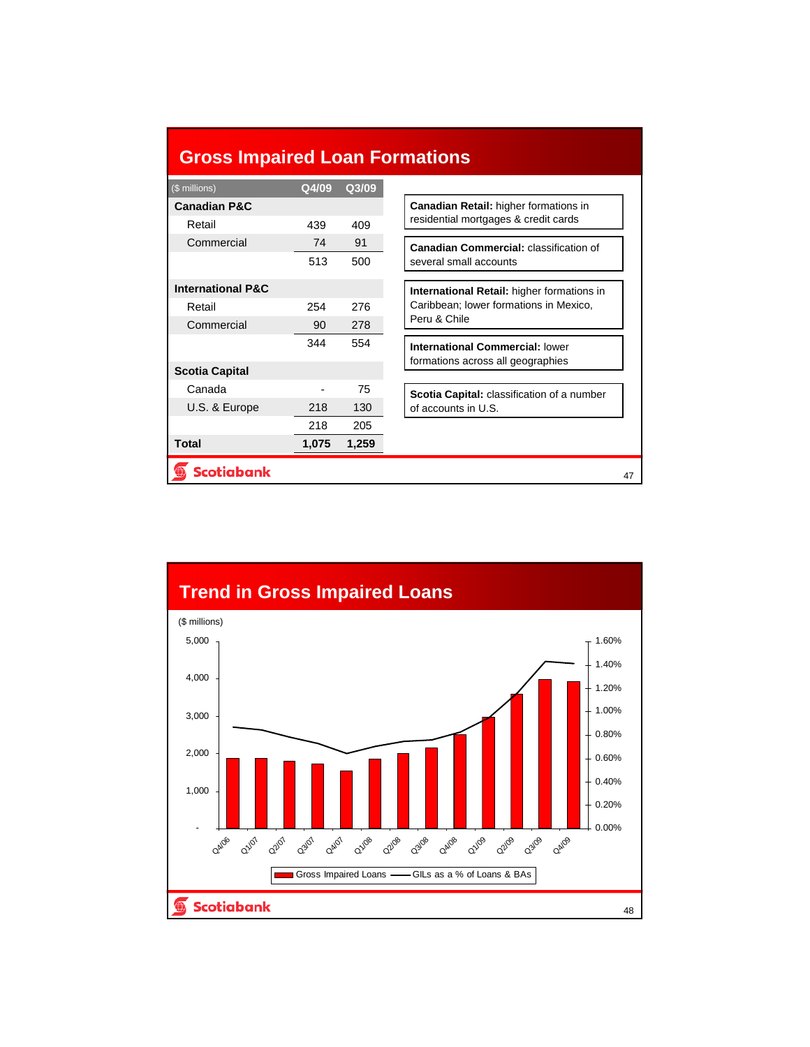## Gross Impaired Loan Formations

| ($ millions) | Q4/09 | Q3/09 |
|---|---|---|
| **Canadian P&C** | | |
| Retail | 439 | 409 |
| Commercial | 74 | 91 |
| | 513 | 500 |
| **International P&C** | | |
| Retail | 254 | 276 |
| Commercial | 90 | 278 |
| | 344 | 554 |
| **Scotia Capital** | | |
| Canada | - | 75 |
| U.S. & Europe | 218 | 130 |
| | 218 | 205 |
| **Total** | **1,075** | **1,259** |

**Canadian Retail:** higher formations in residential mortgages & credit cards

**Canadian Commercial:** classification of several small accounts

**International Retail:** higher formations in Caribbean; lower formations in Mexico, Peru & Chile

**International Commercial:** lower formations across all geographies

**Scotia Capital:** classification of a number of accounts in U.S.

## Trend in Gross Impaired Loans

($ millions)

Chart legend: Gross Impaired Loans; GILs as a % of Loans & BAs

Left axis: -, 1,000, 2,000, 3,000, 4,000, 5,000

Right axis: 0.00%, 0.20%, 0.40%, 0.60%, 0.80%, 1.00%, 1.20%, 1.40%, 1.60%

Periods: Q4/06, Q1/07, Q2/07, Q3/07, Q4/07, Q1/08, Q2/08, Q3/08, Q4/08, Q1/09, Q2/09, Q3/09, Q4/09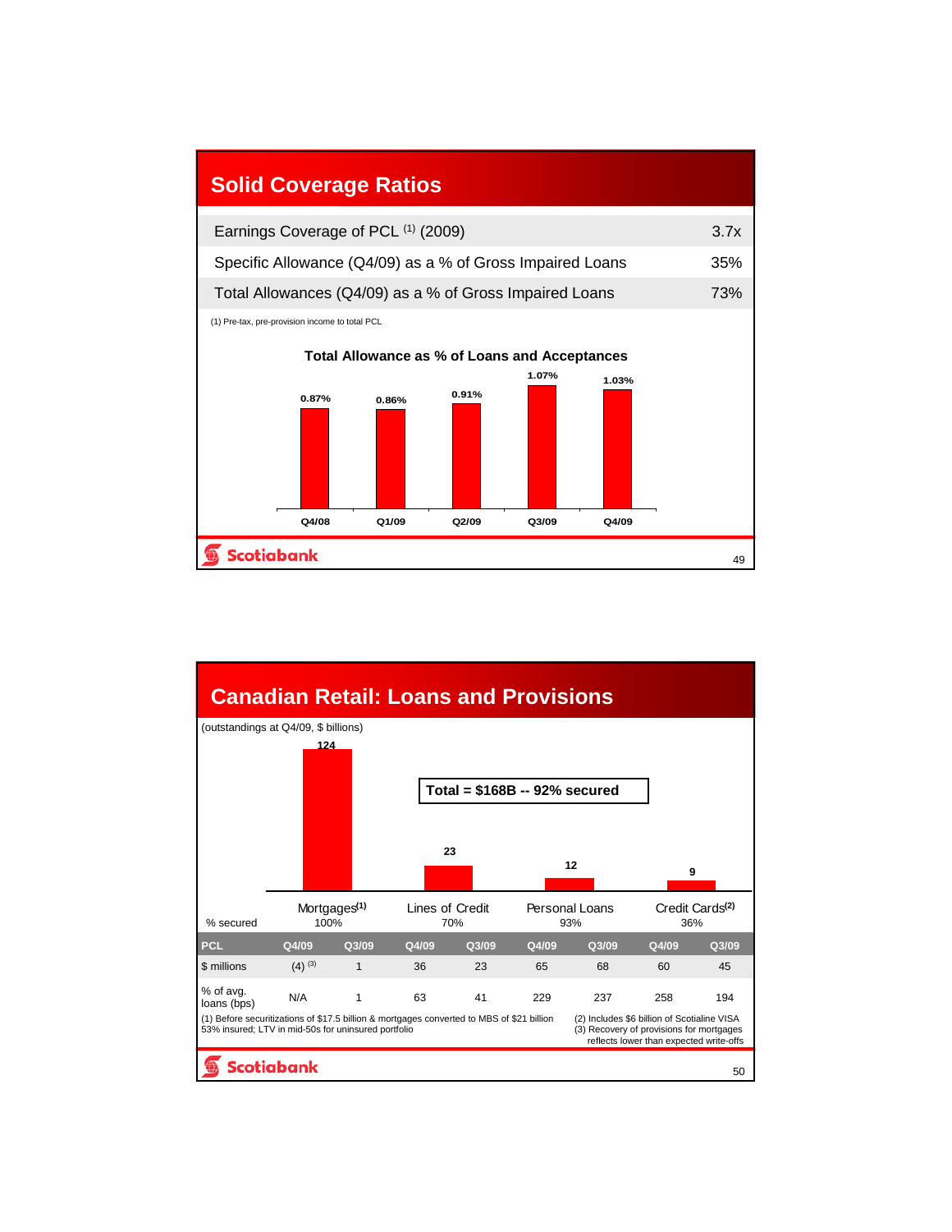## Solid Coverage Ratios

| | |
|---|---|
| Earnings Coverage of PCL (1) (2009) | 3.7x |
| Specific Allowance (Q4/09) as a % of Gross Impaired Loans | 35% |
| Total Allowances (Q4/09) as a % of Gross Impaired Loans | 73% |

(1) Pre-tax, pre-provision income to total PCL

**Total Allowance as % of Loans and Acceptances**

| Q4/08 | Q1/09 | Q2/09 | Q3/09 | Q4/09 |
|---|---|---|---|---|
| 0.87% | 0.86% | 0.91% | 1.07% | 1.03% |

## Canadian Retail: Loans and Provisions

(outstandings at Q4/09, $ billions)

**Total = $168B -- 92% secured**

| | Mortgages(1) | | Lines of Credit | | Personal Loans | | Credit Cards(2) | |
|---|---|---|---|---|---|---|---|---|
| Outstandings ($ billions) | 124 | | 23 | | 12 | | 9 | |
| % secured | 100% | | 70% | | 93% | | 36% | |
| **PCL** | **Q4/09** | **Q3/09** | **Q4/09** | **Q3/09** | **Q4/09** | **Q3/09** | **Q4/09** | **Q3/09** |
| $ millions | (4) (3) | 1 | 36 | 23 | 65 | 68 | 60 | 45 |
| % of avg. loans (bps) | N/A | 1 | 63 | 41 | 229 | 237 | 258 | 194 |

(1) Before securitizations of $17.5 billion & mortgages converted to MBS of $21 billion
53% insured; LTV in mid-50s for uninsured portfolio

(2) Includes $6 billion of Scotialine VISA

(3) Recovery of provisions for mortgages reflects lower than expected write-offs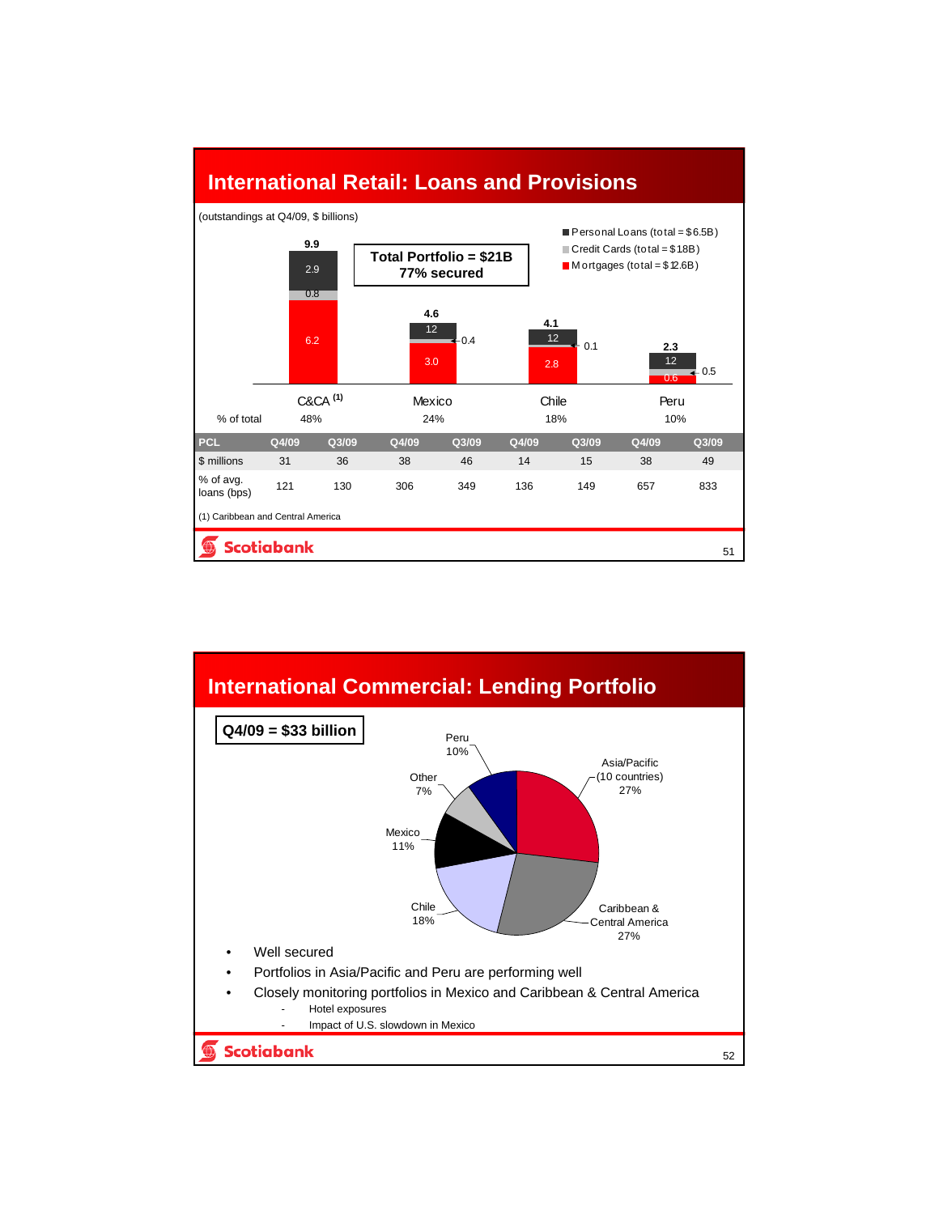## International Retail: Loans and Provisions

(outstandings at Q4/09, $ billions)

**Total Portfolio = $21B**
**77% secured**

- Personal Loans (total = $6.5B)
- Credit Cards (total = $1.8B)
- Mortgages (total = $12.6B)

| | C&CA [1] | Mexico | Chile | Peru |
|---|---|---|---|---|
| Total | 9.9 | 4.6 | 4.1 | 2.3 |
| Personal Loans | 2.9 | 1.2 | 1.2 | 1.2 |
| Credit Cards | 0.8 | 0.4 | 0.1 | 0.5 |
| Mortgages | 6.2 | 3.0 | 2.8 | 0.6 |
| % of total | 48% | 24% | 18% | 10% |

| PCL | C&CA Q4/09 | C&CA Q3/09 | Mexico Q4/09 | Mexico Q3/09 | Chile Q4/09 | Chile Q3/09 | Peru Q4/09 | Peru Q3/09 |
|---|---|---|---|---|---|---|---|---|
| $ millions | 31 | 36 | 38 | 46 | 14 | 15 | 38 | 49 |
| % of avg. loans (bps) | 121 | 130 | 306 | 349 | 136 | 149 | 657 | 833 |

(1) Caribbean and Central America

## International Commercial: Lending Portfolio

**Q4/09 = $33 billion**

| Region | % |
|---|---|
| Asia/Pacific (10 countries) | 27% |
| Caribbean & Central America | 27% |
| Chile | 18% |
| Mexico | 11% |
| Other | 7% |
| Peru | 10% |

- Well secured
- Portfolios in Asia/Pacific and Peru are performing well
- Closely monitoring portfolios in Mexico and Caribbean & Central America
  - Hotel exposures
  - Impact of U.S. slowdown in Mexico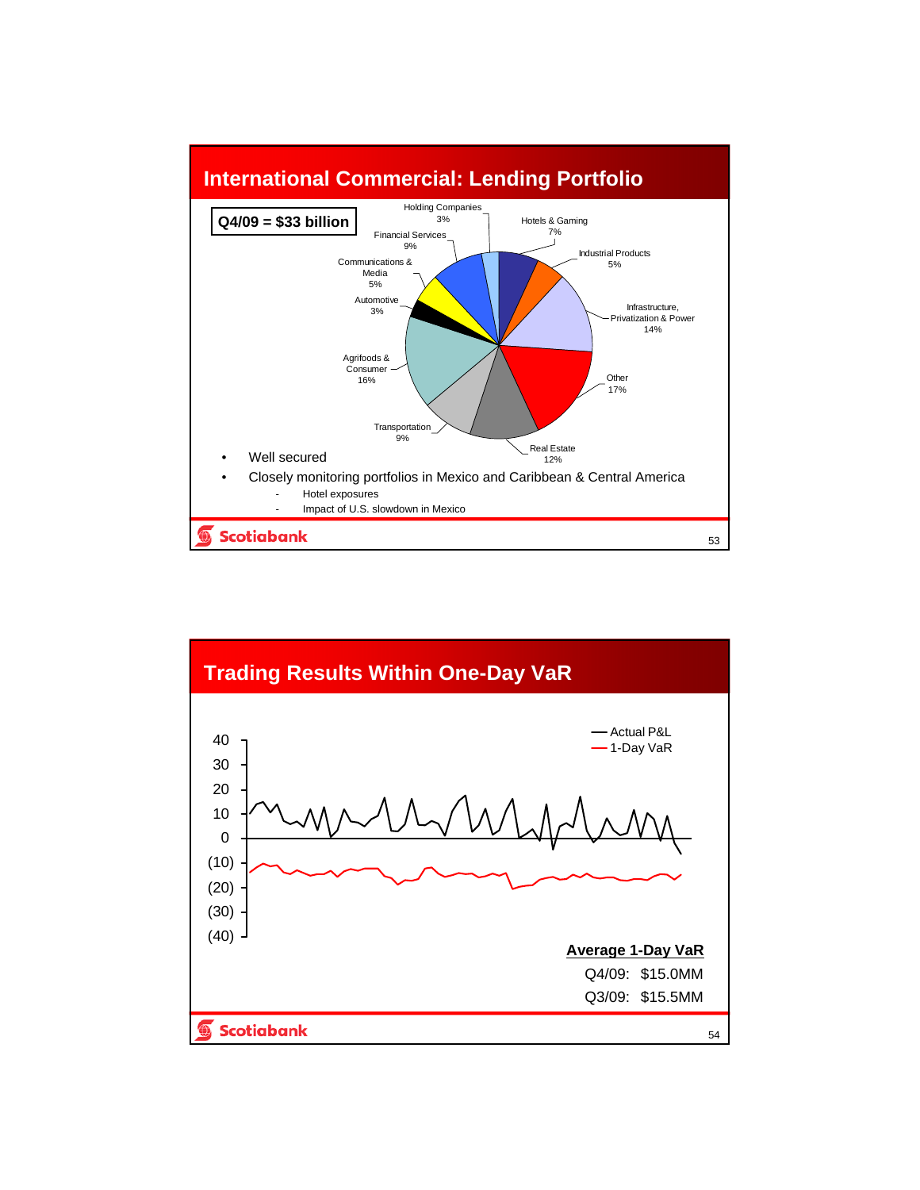## International Commercial: Lending Portfolio

**Q4/09 = $33 billion**

- Holding Companies 3%
- Hotels & Gaming 7%
- Industrial Products 5%
- Infrastructure, Privatization & Power 14%
- Other 17%
- Real Estate 12%
- Transportation 9%
- Agrifoods & Consumer 16%
- Automotive 3%
- Communications & Media 5%
- Financial Services 9%

- Well secured
- Closely monitoring portfolios in Mexico and Caribbean & Central America
  - Hotel exposures
  - Impact of U.S. slowdown in Mexico

## Trading Results Within One-Day VaR

— Actual P&L
— 1-Day VaR

**Average 1-Day VaR**

Q4/09: $15.0MM

Q3/09: $15.5MM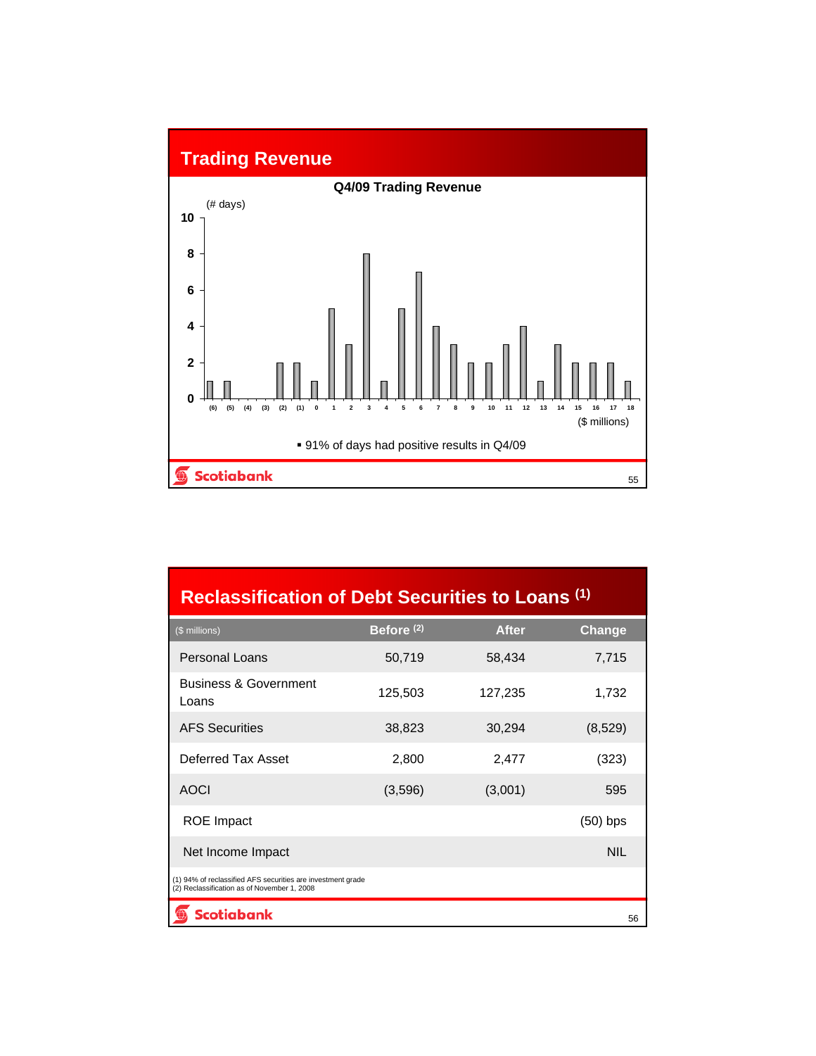## Trading Revenue

Q4/09 Trading Revenue

(# days)

10
8
6
4
2
0

(6) (5) (4) (3) (2) (1) 0 1 2 3 4 5 6 7 8 9 10 11 12 13 14 15 16 17 18

($ millions)

- 91% of days had positive results in Q4/09

## Reclassification of Debt Securities to Loans [1]

| ($ millions) | Before [2] | After | Change |
|---|---|---|---|
| Personal Loans | 50,719 | 58,434 | 7,715 |
| Business & Government Loans | 125,503 | 127,235 | 1,732 |
| AFS Securities | 38,823 | 30,294 | (8,529) |
| Deferred Tax Asset | 2,800 | 2,477 | (323) |
| AOCI | (3,596) | (3,001) | 595 |
| ROE Impact | | | (50) bps |
| Net Income Impact | | | NIL |

(1) 94% of reclassified AFS securities are investment grade
(2) Reclassification as of November 1, 2008